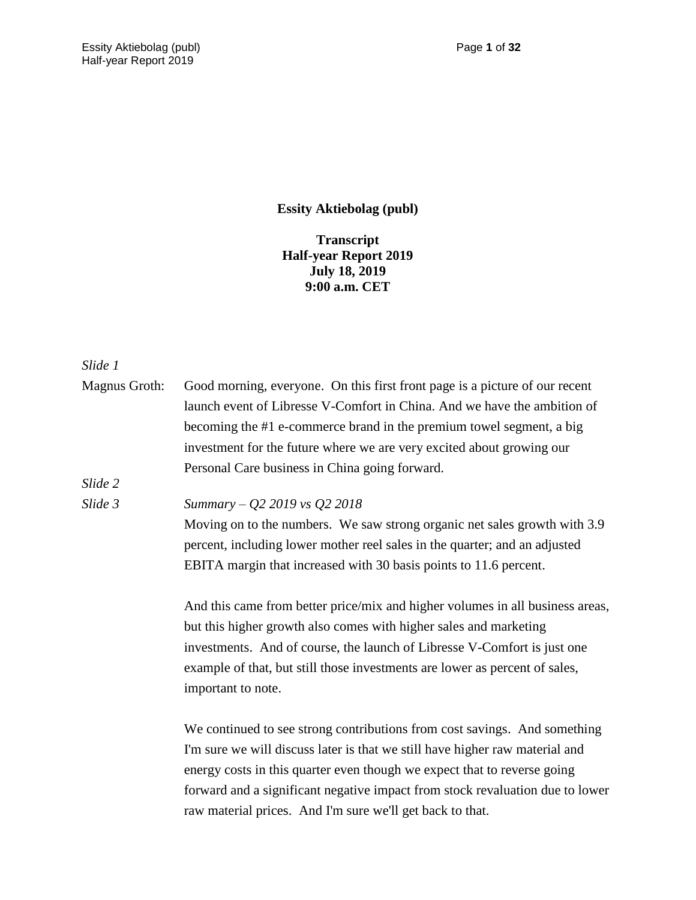**Essity Aktiebolag (publ)**

**Transcript**
**Half-year Report 2019**
**July 18, 2019**
**9:00 a.m. CET**

*Slide 1*

Magnus Groth: Good morning, everyone. On this first front page is a picture of our recent launch event of Libresse V-Comfort in China. And we have the ambition of becoming the #1 e-commerce brand in the premium towel segment, a big investment for the future where we are very excited about growing our Personal Care business in China going forward.

*Slide 2*

*Slide 3* *Summary – Q2 2019 vs Q2 2018*

Moving on to the numbers. We saw strong organic net sales growth with 3.9 percent, including lower mother reel sales in the quarter; and an adjusted EBITA margin that increased with 30 basis points to 11.6 percent.

And this came from better price/mix and higher volumes in all business areas, but this higher growth also comes with higher sales and marketing investments. And of course, the launch of Libresse V-Comfort is just one example of that, but still those investments are lower as percent of sales, important to note.

We continued to see strong contributions from cost savings. And something I'm sure we will discuss later is that we still have higher raw material and energy costs in this quarter even though we expect that to reverse going forward and a significant negative impact from stock revaluation due to lower raw material prices. And I'm sure we'll get back to that.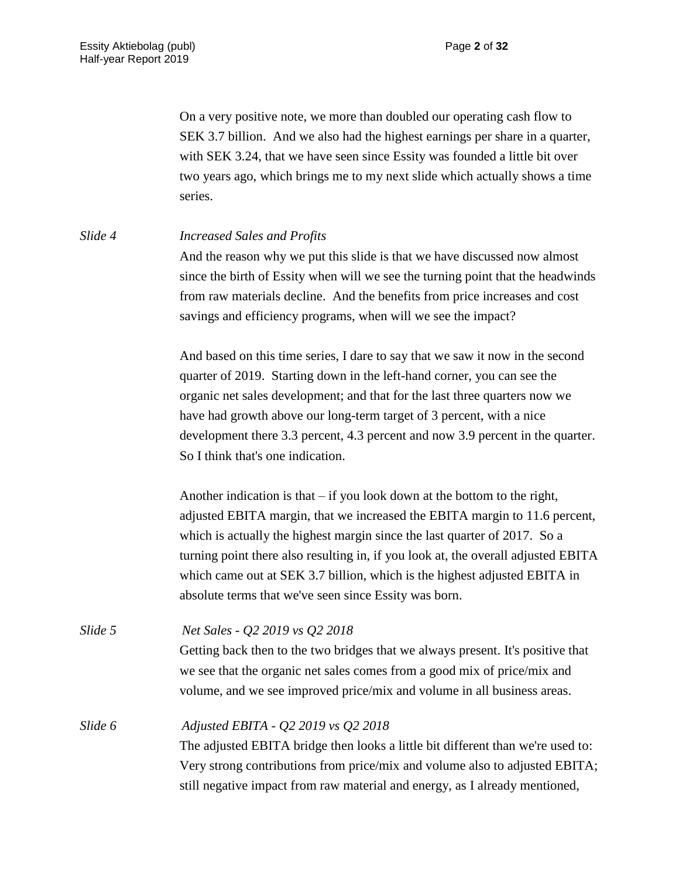On a very positive note, we more than doubled our operating cash flow to SEK 3.7 billion. And we also had the highest earnings per share in a quarter, with SEK 3.24, that we have seen since Essity was founded a little bit over two years ago, which brings me to my next slide which actually shows a time series.

*Slide 4* *Increased Sales and Profits*

And the reason why we put this slide is that we have discussed now almost since the birth of Essity when will we see the turning point that the headwinds from raw materials decline. And the benefits from price increases and cost savings and efficiency programs, when will we see the impact?

And based on this time series, I dare to say that we saw it now in the second quarter of 2019. Starting down in the left-hand corner, you can see the organic net sales development; and that for the last three quarters now we have had growth above our long-term target of 3 percent, with a nice development there 3.3 percent, 4.3 percent and now 3.9 percent in the quarter. So I think that's one indication.

Another indication is that – if you look down at the bottom to the right, adjusted EBITA margin, that we increased the EBITA margin to 11.6 percent, which is actually the highest margin since the last quarter of 2017. So a turning point there also resulting in, if you look at, the overall adjusted EBITA which came out at SEK 3.7 billion, which is the highest adjusted EBITA in absolute terms that we've seen since Essity was born.

*Slide 5* *Net Sales - Q2 2019 vs Q2 2018*

Getting back then to the two bridges that we always present. It's positive that we see that the organic net sales comes from a good mix of price/mix and volume, and we see improved price/mix and volume in all business areas.

*Slide 6* *Adjusted EBITA - Q2 2019 vs Q2 2018*

The adjusted EBITA bridge then looks a little bit different than we're used to: Very strong contributions from price/mix and volume also to adjusted EBITA; still negative impact from raw material and energy, as I already mentioned,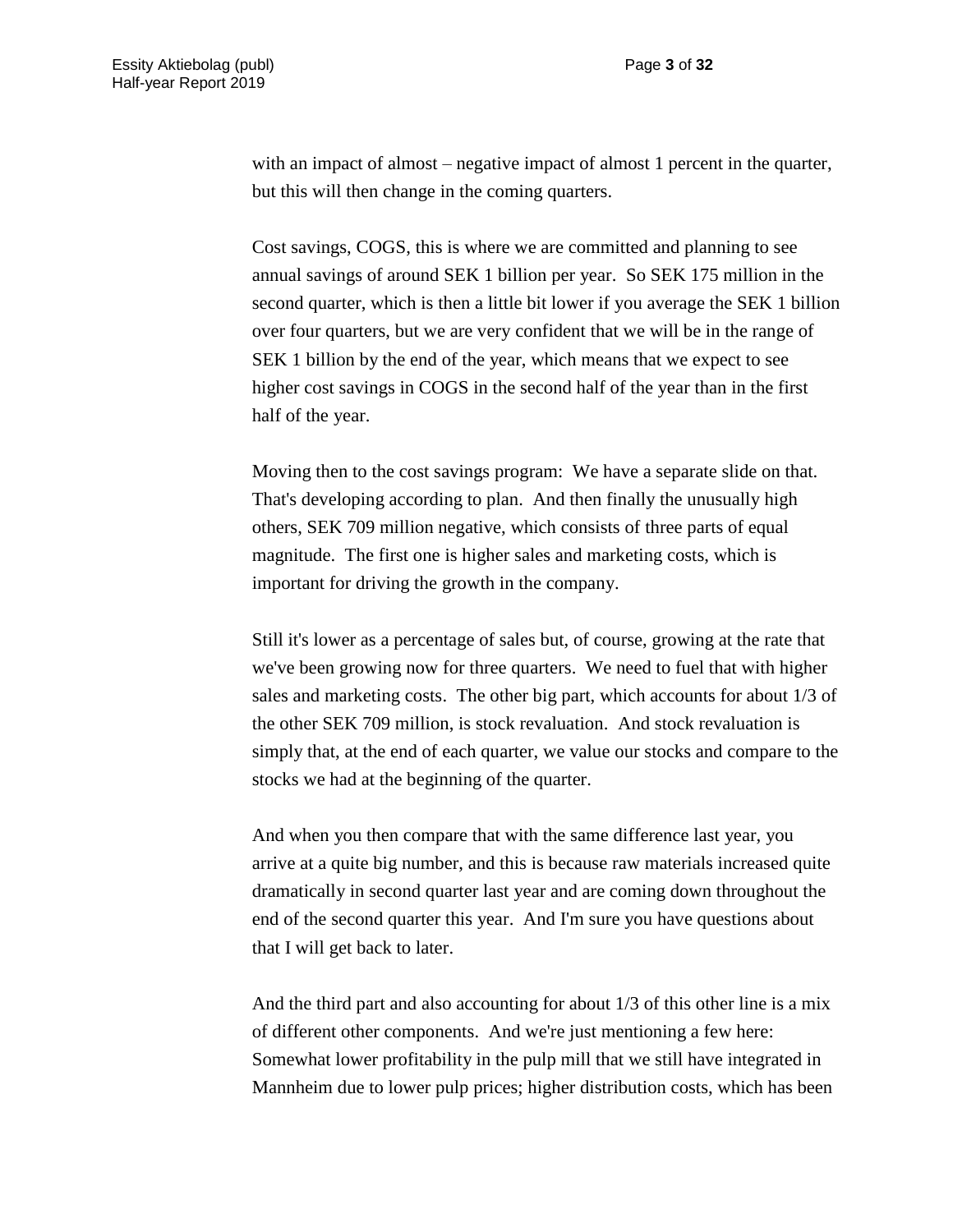with an impact of almost – negative impact of almost 1 percent in the quarter, but this will then change in the coming quarters.

Cost savings, COGS, this is where we are committed and planning to see annual savings of around SEK 1 billion per year.  So SEK 175 million in the second quarter, which is then a little bit lower if you average the SEK 1 billion over four quarters, but we are very confident that we will be in the range of SEK 1 billion by the end of the year, which means that we expect to see higher cost savings in COGS in the second half of the year than in the first half of the year.

Moving then to the cost savings program:  We have a separate slide on that. That's developing according to plan.  And then finally the unusually high others, SEK 709 million negative, which consists of three parts of equal magnitude.  The first one is higher sales and marketing costs, which is important for driving the growth in the company.

Still it's lower as a percentage of sales but, of course, growing at the rate that we've been growing now for three quarters.  We need to fuel that with higher sales and marketing costs.  The other big part, which accounts for about 1/3 of the other SEK 709 million, is stock revaluation.  And stock revaluation is simply that, at the end of each quarter, we value our stocks and compare to the stocks we had at the beginning of the quarter.

And when you then compare that with the same difference last year, you arrive at a quite big number, and this is because raw materials increased quite dramatically in second quarter last year and are coming down throughout the end of the second quarter this year.  And I'm sure you have questions about that I will get back to later.

And the third part and also accounting for about 1/3 of this other line is a mix of different other components.  And we're just mentioning a few here: Somewhat lower profitability in the pulp mill that we still have integrated in Mannheim due to lower pulp prices; higher distribution costs, which has been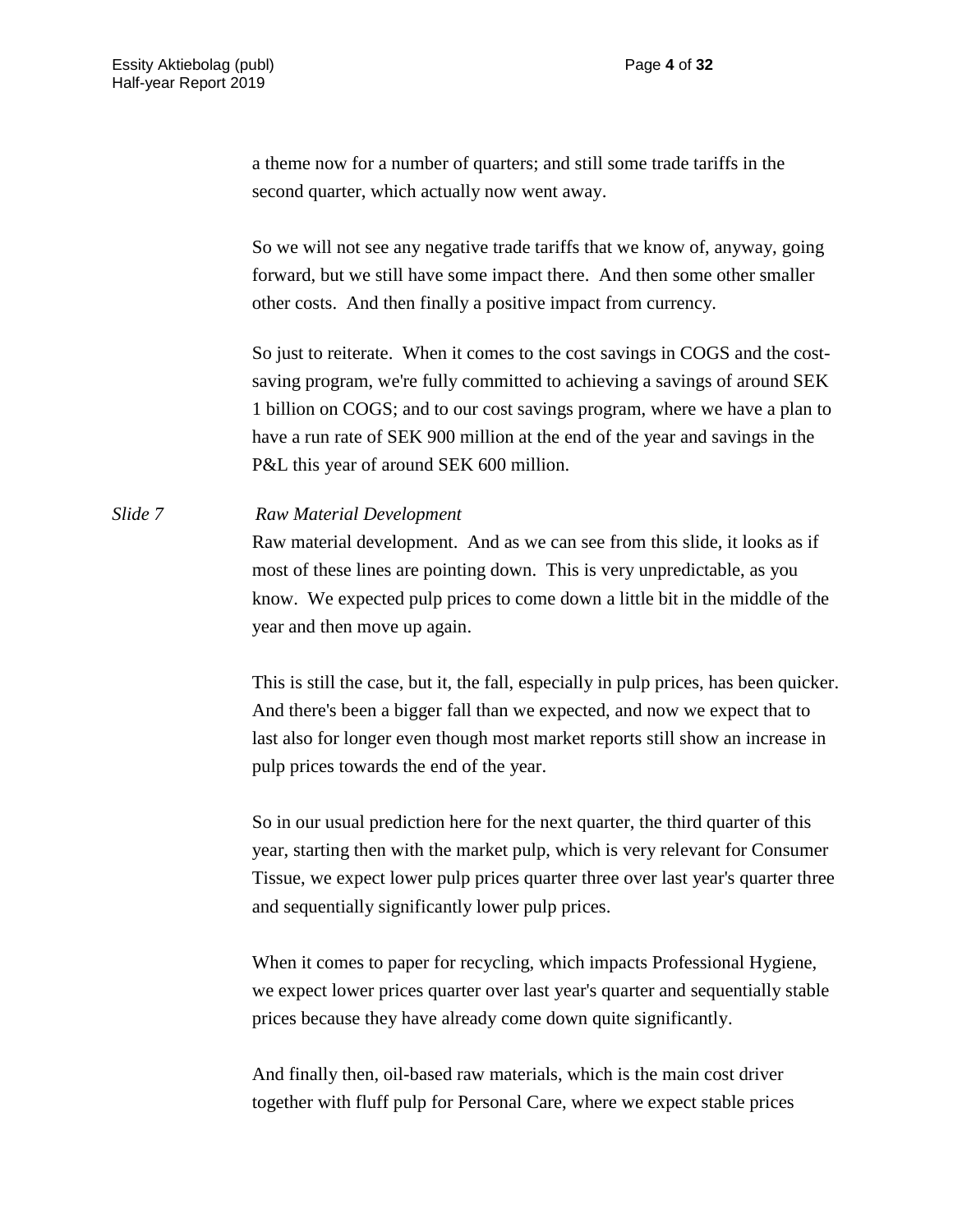a theme now for a number of quarters; and still some trade tariffs in the second quarter, which actually now went away.

So we will not see any negative trade tariffs that we know of, anyway, going forward, but we still have some impact there. And then some other smaller other costs. And then finally a positive impact from currency.

So just to reiterate. When it comes to the cost savings in COGS and the cost-saving program, we're fully committed to achieving a savings of around SEK 1 billion on COGS; and to our cost savings program, where we have a plan to have a run rate of SEK 900 million at the end of the year and savings in the P&L this year of around SEK 600 million.

*Slide 7* *Raw Material Development*

Raw material development. And as we can see from this slide, it looks as if most of these lines are pointing down. This is very unpredictable, as you know. We expected pulp prices to come down a little bit in the middle of the year and then move up again.

This is still the case, but it, the fall, especially in pulp prices, has been quicker. And there's been a bigger fall than we expected, and now we expect that to last also for longer even though most market reports still show an increase in pulp prices towards the end of the year.

So in our usual prediction here for the next quarter, the third quarter of this year, starting then with the market pulp, which is very relevant for Consumer Tissue, we expect lower pulp prices quarter three over last year's quarter three and sequentially significantly lower pulp prices.

When it comes to paper for recycling, which impacts Professional Hygiene, we expect lower prices quarter over last year's quarter and sequentially stable prices because they have already come down quite significantly.

And finally then, oil-based raw materials, which is the main cost driver together with fluff pulp for Personal Care, where we expect stable prices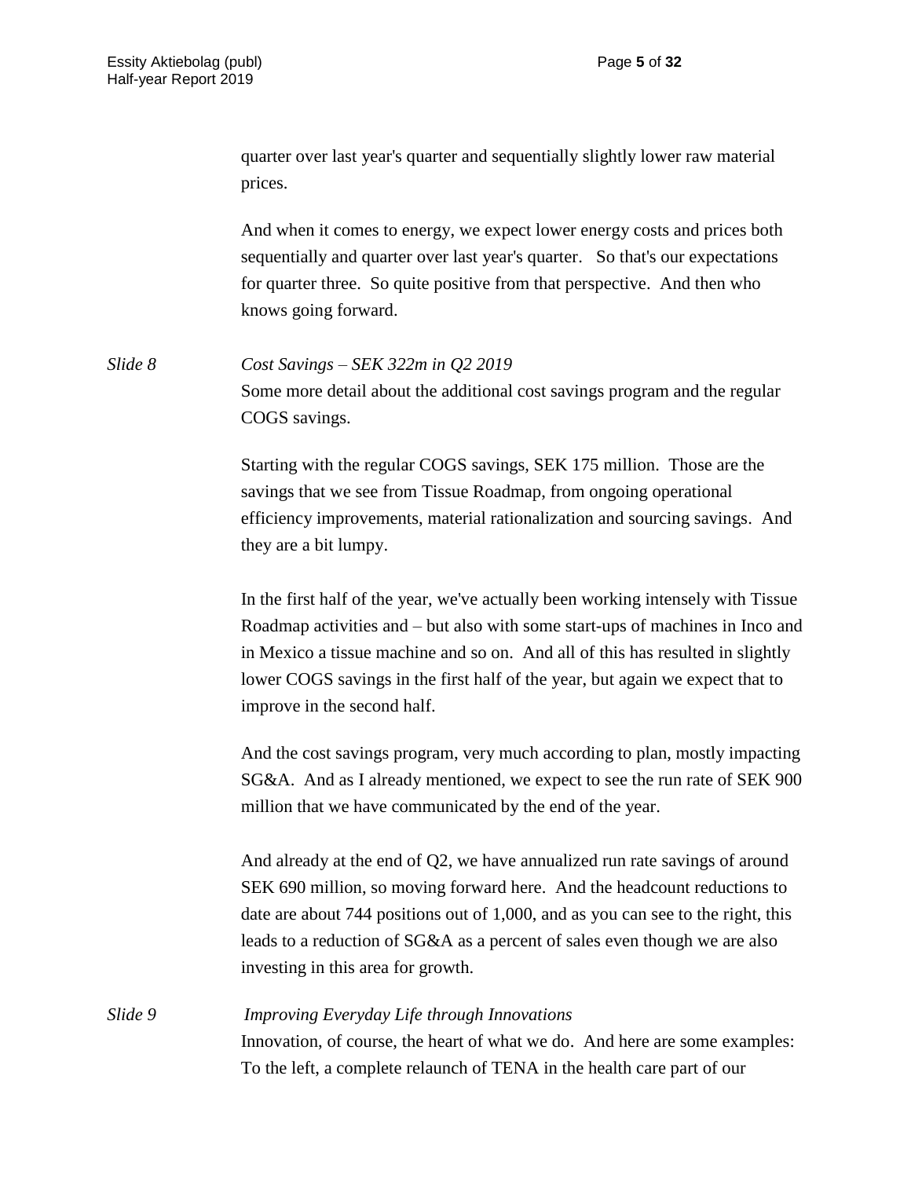quarter over last year's quarter and sequentially slightly lower raw material prices.

And when it comes to energy, we expect lower energy costs and prices both sequentially and quarter over last year's quarter. So that's our expectations for quarter three. So quite positive from that perspective. And then who knows going forward.

*Slide 8* *Cost Savings – SEK 322m in Q2 2019*

Some more detail about the additional cost savings program and the regular COGS savings.

Starting with the regular COGS savings, SEK 175 million. Those are the savings that we see from Tissue Roadmap, from ongoing operational efficiency improvements, material rationalization and sourcing savings. And they are a bit lumpy.

In the first half of the year, we've actually been working intensely with Tissue Roadmap activities and – but also with some start-ups of machines in Inco and in Mexico a tissue machine and so on. And all of this has resulted in slightly lower COGS savings in the first half of the year, but again we expect that to improve in the second half.

And the cost savings program, very much according to plan, mostly impacting SG&A. And as I already mentioned, we expect to see the run rate of SEK 900 million that we have communicated by the end of the year.

And already at the end of Q2, we have annualized run rate savings of around SEK 690 million, so moving forward here. And the headcount reductions to date are about 744 positions out of 1,000, and as you can see to the right, this leads to a reduction of SG&A as a percent of sales even though we are also investing in this area for growth.

*Slide 9* *Improving Everyday Life through Innovations*

Innovation, of course, the heart of what we do. And here are some examples: To the left, a complete relaunch of TENA in the health care part of our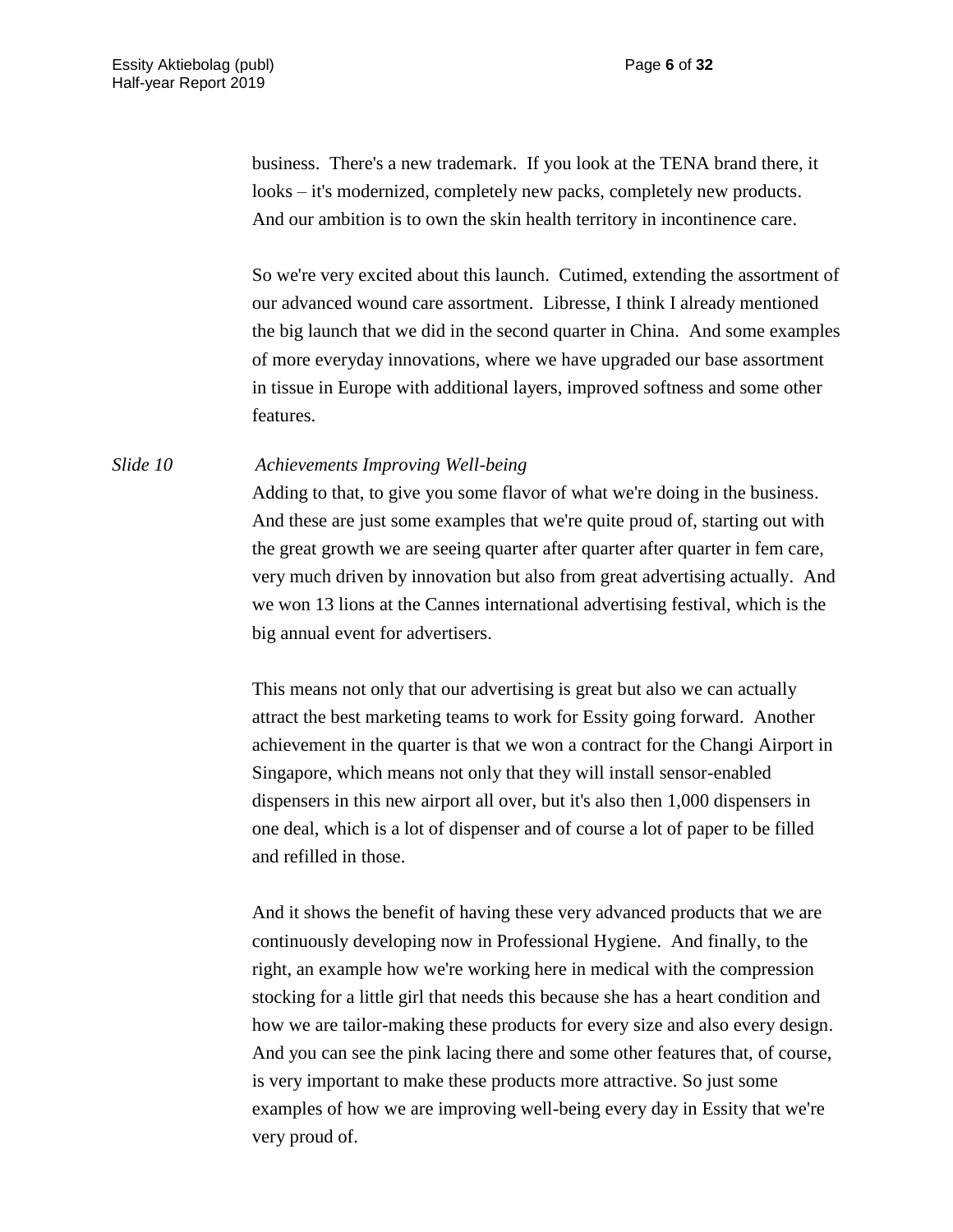business. There's a new trademark. If you look at the TENA brand there, it looks – it's modernized, completely new packs, completely new products. And our ambition is to own the skin health territory in incontinence care.

So we're very excited about this launch. Cutimed, extending the assortment of our advanced wound care assortment. Libresse, I think I already mentioned the big launch that we did in the second quarter in China. And some examples of more everyday innovations, where we have upgraded our base assortment in tissue in Europe with additional layers, improved softness and some other features.

*Slide 10* *Achievements Improving Well-being*

Adding to that, to give you some flavor of what we're doing in the business. And these are just some examples that we're quite proud of, starting out with the great growth we are seeing quarter after quarter after quarter in fem care, very much driven by innovation but also from great advertising actually. And we won 13 lions at the Cannes international advertising festival, which is the big annual event for advertisers.

This means not only that our advertising is great but also we can actually attract the best marketing teams to work for Essity going forward. Another achievement in the quarter is that we won a contract for the Changi Airport in Singapore, which means not only that they will install sensor-enabled dispensers in this new airport all over, but it's also then 1,000 dispensers in one deal, which is a lot of dispenser and of course a lot of paper to be filled and refilled in those.

And it shows the benefit of having these very advanced products that we are continuously developing now in Professional Hygiene. And finally, to the right, an example how we're working here in medical with the compression stocking for a little girl that needs this because she has a heart condition and how we are tailor-making these products for every size and also every design. And you can see the pink lacing there and some other features that, of course, is very important to make these products more attractive. So just some examples of how we are improving well-being every day in Essity that we're very proud of.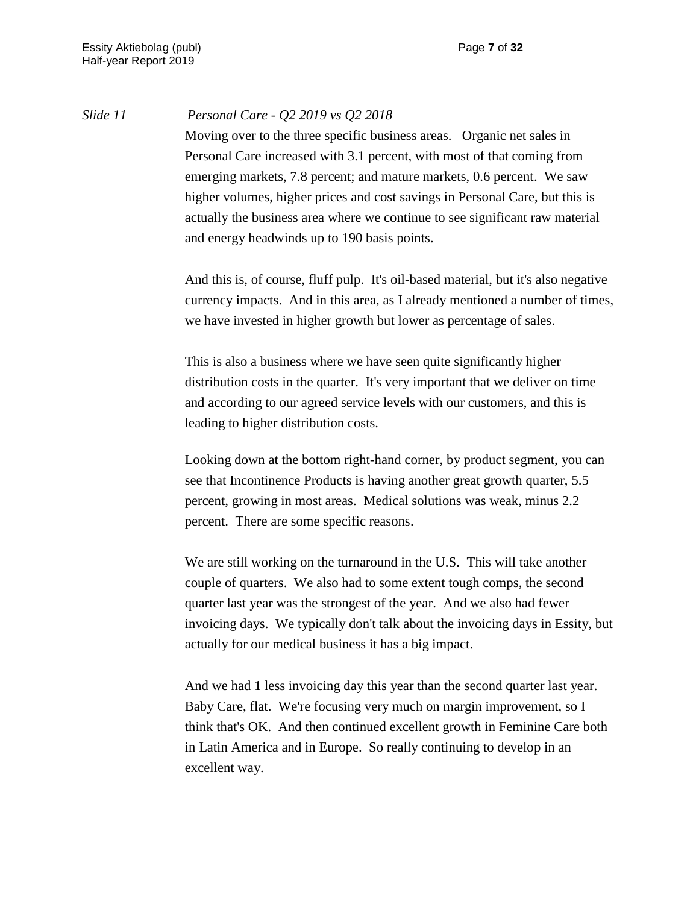*Slide 11* *Personal Care - Q2 2019 vs Q2 2018*

Moving over to the three specific business areas. Organic net sales in Personal Care increased with 3.1 percent, with most of that coming from emerging markets, 7.8 percent; and mature markets, 0.6 percent. We saw higher volumes, higher prices and cost savings in Personal Care, but this is actually the business area where we continue to see significant raw material and energy headwinds up to 190 basis points.

And this is, of course, fluff pulp. It's oil-based material, but it's also negative currency impacts. And in this area, as I already mentioned a number of times, we have invested in higher growth but lower as percentage of sales.

This is also a business where we have seen quite significantly higher distribution costs in the quarter. It's very important that we deliver on time and according to our agreed service levels with our customers, and this is leading to higher distribution costs.

Looking down at the bottom right-hand corner, by product segment, you can see that Incontinence Products is having another great growth quarter, 5.5 percent, growing in most areas. Medical solutions was weak, minus 2.2 percent. There are some specific reasons.

We are still working on the turnaround in the U.S. This will take another couple of quarters. We also had to some extent tough comps, the second quarter last year was the strongest of the year. And we also had fewer invoicing days. We typically don't talk about the invoicing days in Essity, but actually for our medical business it has a big impact.

And we had 1 less invoicing day this year than the second quarter last year. Baby Care, flat. We're focusing very much on margin improvement, so I think that's OK. And then continued excellent growth in Feminine Care both in Latin America and in Europe. So really continuing to develop in an excellent way.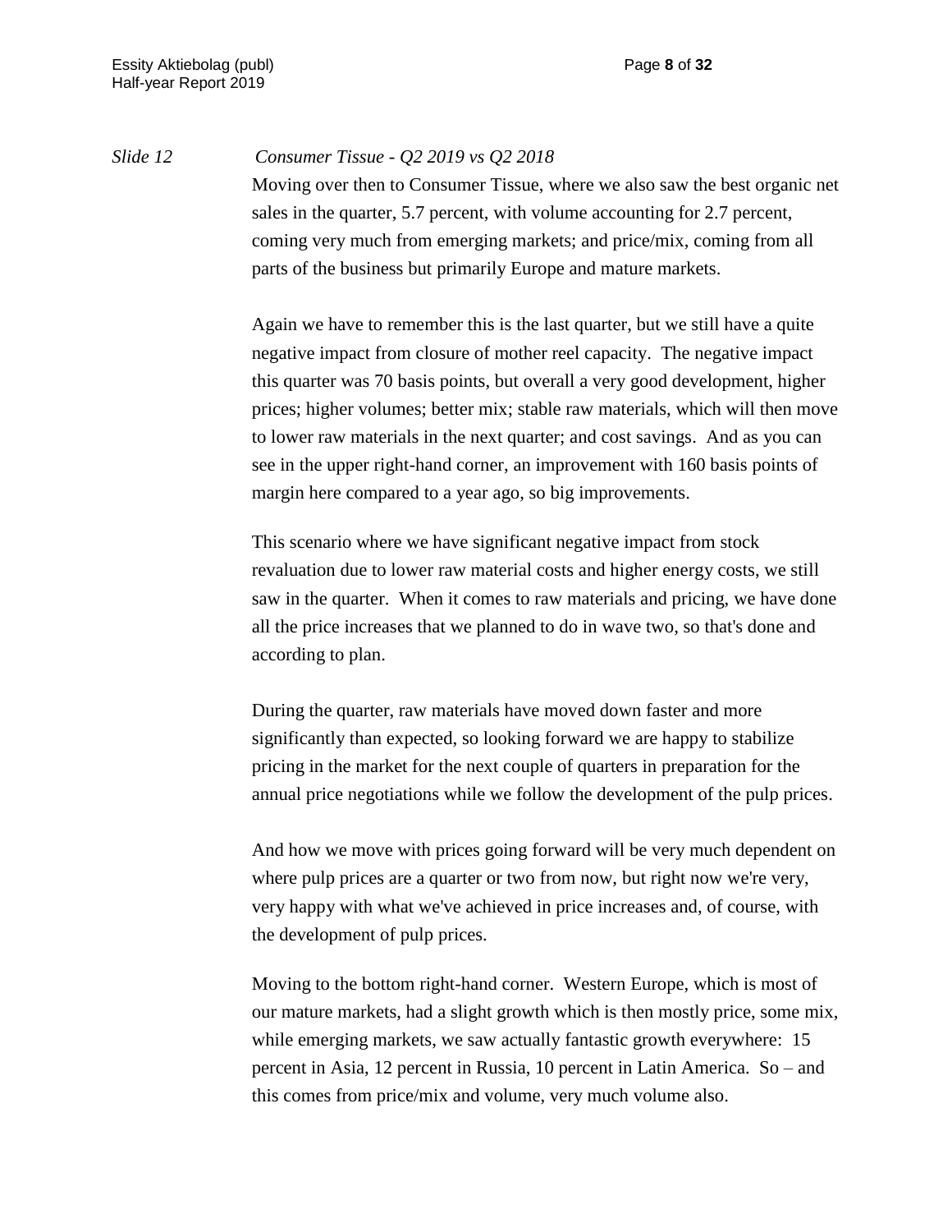*Slide 12* *Consumer Tissue - Q2 2019 vs Q2 2018*

Moving over then to Consumer Tissue, where we also saw the best organic net sales in the quarter, 5.7 percent, with volume accounting for 2.7 percent, coming very much from emerging markets; and price/mix, coming from all parts of the business but primarily Europe and mature markets.

Again we have to remember this is the last quarter, but we still have a quite negative impact from closure of mother reel capacity. The negative impact this quarter was 70 basis points, but overall a very good development, higher prices; higher volumes; better mix; stable raw materials, which will then move to lower raw materials in the next quarter; and cost savings. And as you can see in the upper right-hand corner, an improvement with 160 basis points of margin here compared to a year ago, so big improvements.

This scenario where we have significant negative impact from stock revaluation due to lower raw material costs and higher energy costs, we still saw in the quarter. When it comes to raw materials and pricing, we have done all the price increases that we planned to do in wave two, so that's done and according to plan.

During the quarter, raw materials have moved down faster and more significantly than expected, so looking forward we are happy to stabilize pricing in the market for the next couple of quarters in preparation for the annual price negotiations while we follow the development of the pulp prices.

And how we move with prices going forward will be very much dependent on where pulp prices are a quarter or two from now, but right now we're very, very happy with what we've achieved in price increases and, of course, with the development of pulp prices.

Moving to the bottom right-hand corner. Western Europe, which is most of our mature markets, had a slight growth which is then mostly price, some mix, while emerging markets, we saw actually fantastic growth everywhere: 15 percent in Asia, 12 percent in Russia, 10 percent in Latin America. So – and this comes from price/mix and volume, very much volume also.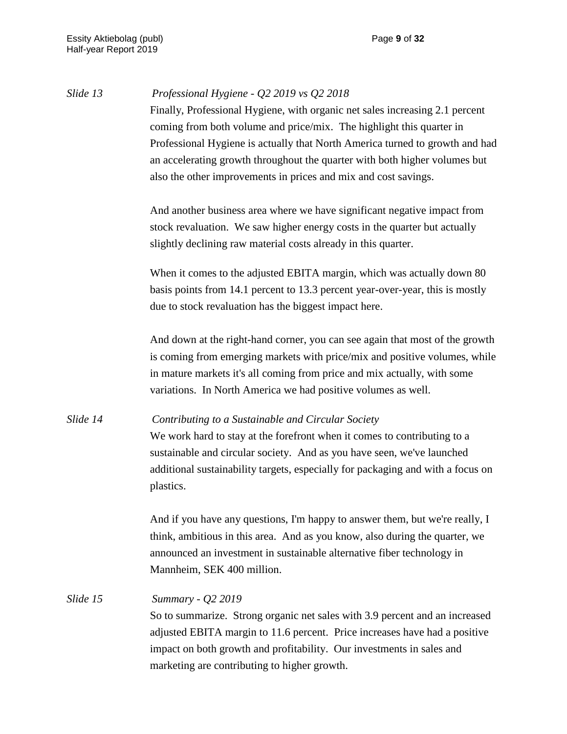*Slide 13* *Professional Hygiene - Q2 2019 vs Q2 2018*

Finally, Professional Hygiene, with organic net sales increasing 2.1 percent coming from both volume and price/mix. The highlight this quarter in Professional Hygiene is actually that North America turned to growth and had an accelerating growth throughout the quarter with both higher volumes but also the other improvements in prices and mix and cost savings.

And another business area where we have significant negative impact from stock revaluation. We saw higher energy costs in the quarter but actually slightly declining raw material costs already in this quarter.

When it comes to the adjusted EBITA margin, which was actually down 80 basis points from 14.1 percent to 13.3 percent year-over-year, this is mostly due to stock revaluation has the biggest impact here.

And down at the right-hand corner, you can see again that most of the growth is coming from emerging markets with price/mix and positive volumes, while in mature markets it's all coming from price and mix actually, with some variations. In North America we had positive volumes as well.

*Slide 14* *Contributing to a Sustainable and Circular Society*

We work hard to stay at the forefront when it comes to contributing to a sustainable and circular society. And as you have seen, we've launched additional sustainability targets, especially for packaging and with a focus on plastics.

And if you have any questions, I'm happy to answer them, but we're really, I think, ambitious in this area. And as you know, also during the quarter, we announced an investment in sustainable alternative fiber technology in Mannheim, SEK 400 million.

*Slide 15* *Summary - Q2 2019*

So to summarize. Strong organic net sales with 3.9 percent and an increased adjusted EBITA margin to 11.6 percent. Price increases have had a positive impact on both growth and profitability. Our investments in sales and marketing are contributing to higher growth.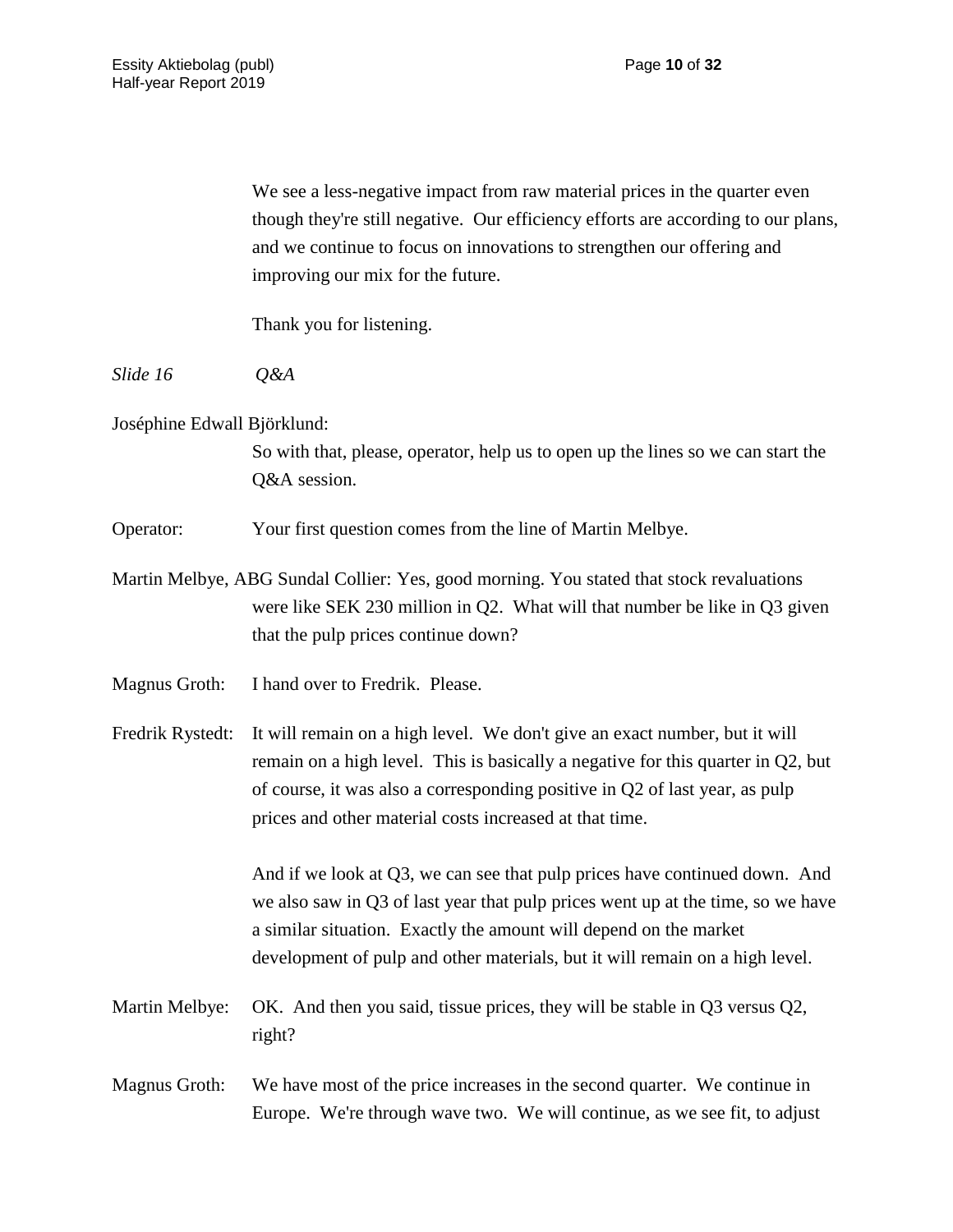We see a less-negative impact from raw material prices in the quarter even though they're still negative. Our efficiency efforts are according to our plans, and we continue to focus on innovations to strengthen our offering and improving our mix for the future.

Thank you for listening.

*Slide 16* *Q&A*

Joséphine Edwall Björklund:
So with that, please, operator, help us to open up the lines so we can start the Q&A session.

Operator: Your first question comes from the line of Martin Melbye.

Martin Melbye, ABG Sundal Collier: Yes, good morning. You stated that stock revaluations were like SEK 230 million in Q2. What will that number be like in Q3 given that the pulp prices continue down?

Magnus Groth: I hand over to Fredrik. Please.

Fredrik Rystedt: It will remain on a high level. We don't give an exact number, but it will remain on a high level. This is basically a negative for this quarter in Q2, but of course, it was also a corresponding positive in Q2 of last year, as pulp prices and other material costs increased at that time.

And if we look at Q3, we can see that pulp prices have continued down. And we also saw in Q3 of last year that pulp prices went up at the time, so we have a similar situation. Exactly the amount will depend on the market development of pulp and other materials, but it will remain on a high level.

Martin Melbye: OK. And then you said, tissue prices, they will be stable in Q3 versus Q2, right?

Magnus Groth: We have most of the price increases in the second quarter. We continue in Europe. We're through wave two. We will continue, as we see fit, to adjust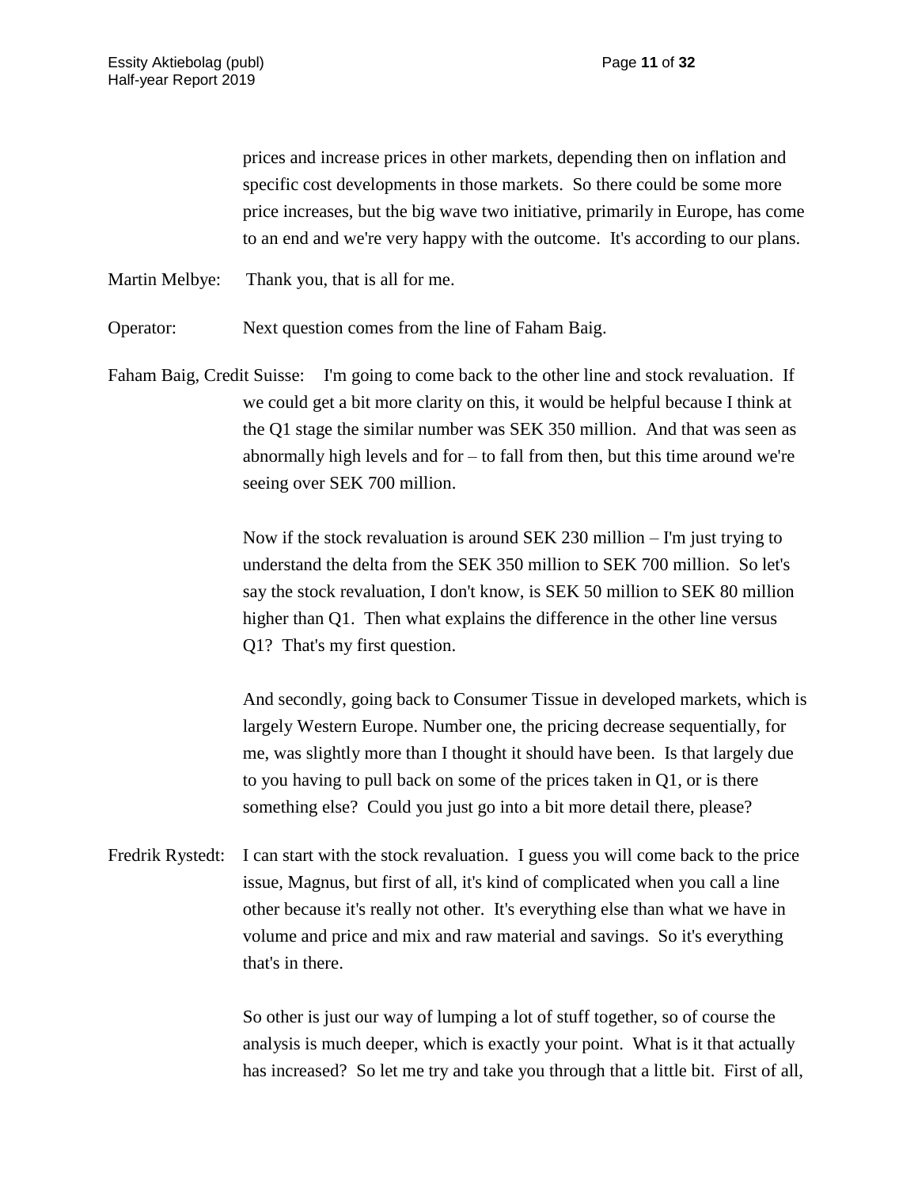prices and increase prices in other markets, depending then on inflation and specific cost developments in those markets. So there could be some more price increases, but the big wave two initiative, primarily in Europe, has come to an end and we're very happy with the outcome. It's according to our plans.

Martin Melbye: Thank you, that is all for me.

Operator: Next question comes from the line of Faham Baig.

Faham Baig, Credit Suisse: I'm going to come back to the other line and stock revaluation. If we could get a bit more clarity on this, it would be helpful because I think at the Q1 stage the similar number was SEK 350 million. And that was seen as abnormally high levels and for – to fall from then, but this time around we're seeing over SEK 700 million.

Now if the stock revaluation is around SEK 230 million – I'm just trying to understand the delta from the SEK 350 million to SEK 700 million. So let's say the stock revaluation, I don't know, is SEK 50 million to SEK 80 million higher than Q1. Then what explains the difference in the other line versus Q1? That's my first question.

And secondly, going back to Consumer Tissue in developed markets, which is largely Western Europe. Number one, the pricing decrease sequentially, for me, was slightly more than I thought it should have been. Is that largely due to you having to pull back on some of the prices taken in Q1, or is there something else? Could you just go into a bit more detail there, please?

Fredrik Rystedt: I can start with the stock revaluation. I guess you will come back to the price issue, Magnus, but first of all, it's kind of complicated when you call a line other because it's really not other. It's everything else than what we have in volume and price and mix and raw material and savings. So it's everything that's in there.

So other is just our way of lumping a lot of stuff together, so of course the analysis is much deeper, which is exactly your point. What is it that actually has increased? So let me try and take you through that a little bit. First of all,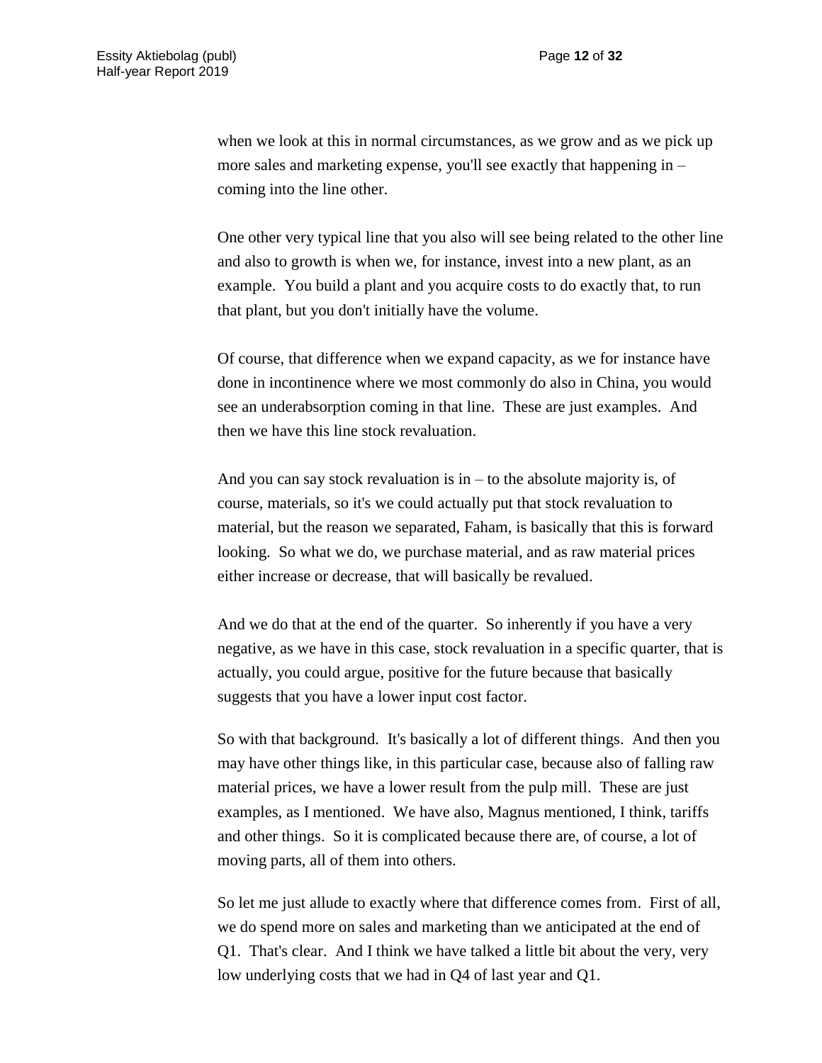when we look at this in normal circumstances, as we grow and as we pick up more sales and marketing expense, you'll see exactly that happening in – coming into the line other.

One other very typical line that you also will see being related to the other line and also to growth is when we, for instance, invest into a new plant, as an example. You build a plant and you acquire costs to do exactly that, to run that plant, but you don't initially have the volume.

Of course, that difference when we expand capacity, as we for instance have done in incontinence where we most commonly do also in China, you would see an underabsorption coming in that line. These are just examples. And then we have this line stock revaluation.

And you can say stock revaluation is in – to the absolute majority is, of course, materials, so it's we could actually put that stock revaluation to material, but the reason we separated, Faham, is basically that this is forward looking. So what we do, we purchase material, and as raw material prices either increase or decrease, that will basically be revalued.

And we do that at the end of the quarter. So inherently if you have a very negative, as we have in this case, stock revaluation in a specific quarter, that is actually, you could argue, positive for the future because that basically suggests that you have a lower input cost factor.

So with that background. It's basically a lot of different things. And then you may have other things like, in this particular case, because also of falling raw material prices, we have a lower result from the pulp mill. These are just examples, as I mentioned. We have also, Magnus mentioned, I think, tariffs and other things. So it is complicated because there are, of course, a lot of moving parts, all of them into others.

So let me just allude to exactly where that difference comes from. First of all, we do spend more on sales and marketing than we anticipated at the end of Q1. That's clear. And I think we have talked a little bit about the very, very low underlying costs that we had in Q4 of last year and Q1.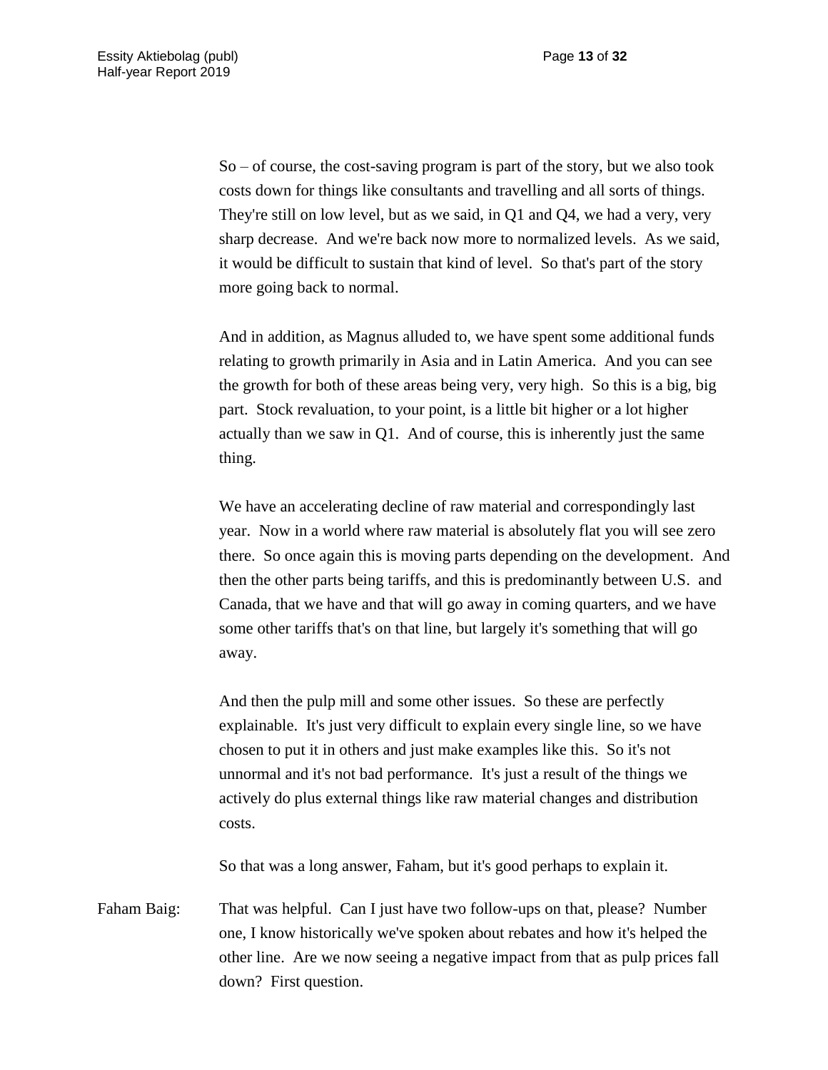So – of course, the cost-saving program is part of the story, but we also took costs down for things like consultants and travelling and all sorts of things. They're still on low level, but as we said, in Q1 and Q4, we had a very, very sharp decrease. And we're back now more to normalized levels. As we said, it would be difficult to sustain that kind of level. So that's part of the story more going back to normal.

And in addition, as Magnus alluded to, we have spent some additional funds relating to growth primarily in Asia and in Latin America. And you can see the growth for both of these areas being very, very high. So this is a big, big part. Stock revaluation, to your point, is a little bit higher or a lot higher actually than we saw in Q1. And of course, this is inherently just the same thing.

We have an accelerating decline of raw material and correspondingly last year. Now in a world where raw material is absolutely flat you will see zero there. So once again this is moving parts depending on the development. And then the other parts being tariffs, and this is predominantly between U.S. and Canada, that we have and that will go away in coming quarters, and we have some other tariffs that's on that line, but largely it's something that will go away.

And then the pulp mill and some other issues. So these are perfectly explainable. It's just very difficult to explain every single line, so we have chosen to put it in others and just make examples like this. So it's not unnormal and it's not bad performance. It's just a result of the things we actively do plus external things like raw material changes and distribution costs.

So that was a long answer, Faham, but it's good perhaps to explain it.

Faham Baig: That was helpful. Can I just have two follow-ups on that, please? Number one, I know historically we've spoken about rebates and how it's helped the other line. Are we now seeing a negative impact from that as pulp prices fall down? First question.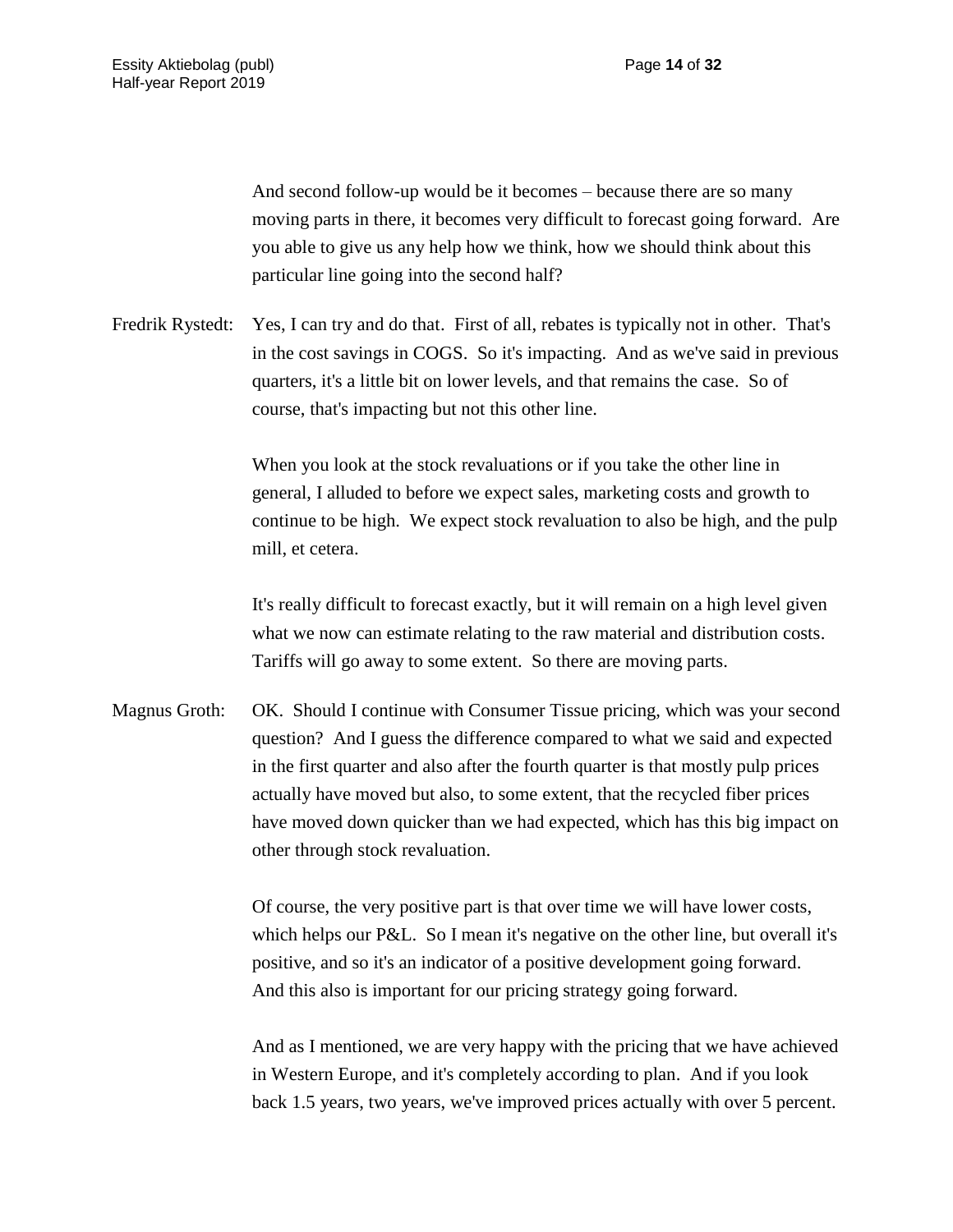And second follow-up would be it becomes – because there are so many moving parts in there, it becomes very difficult to forecast going forward. Are you able to give us any help how we think, how we should think about this particular line going into the second half?

Fredrik Rystedt: Yes, I can try and do that. First of all, rebates is typically not in other. That's in the cost savings in COGS. So it's impacting. And as we've said in previous quarters, it's a little bit on lower levels, and that remains the case. So of course, that's impacting but not this other line.

When you look at the stock revaluations or if you take the other line in general, I alluded to before we expect sales, marketing costs and growth to continue to be high. We expect stock revaluation to also be high, and the pulp mill, et cetera.

It's really difficult to forecast exactly, but it will remain on a high level given what we now can estimate relating to the raw material and distribution costs. Tariffs will go away to some extent. So there are moving parts.

Magnus Groth: OK. Should I continue with Consumer Tissue pricing, which was your second question? And I guess the difference compared to what we said and expected in the first quarter and also after the fourth quarter is that mostly pulp prices actually have moved but also, to some extent, that the recycled fiber prices have moved down quicker than we had expected, which has this big impact on other through stock revaluation.

Of course, the very positive part is that over time we will have lower costs, which helps our P&L. So I mean it's negative on the other line, but overall it's positive, and so it's an indicator of a positive development going forward. And this also is important for our pricing strategy going forward.

And as I mentioned, we are very happy with the pricing that we have achieved in Western Europe, and it's completely according to plan. And if you look back 1.5 years, two years, we've improved prices actually with over 5 percent.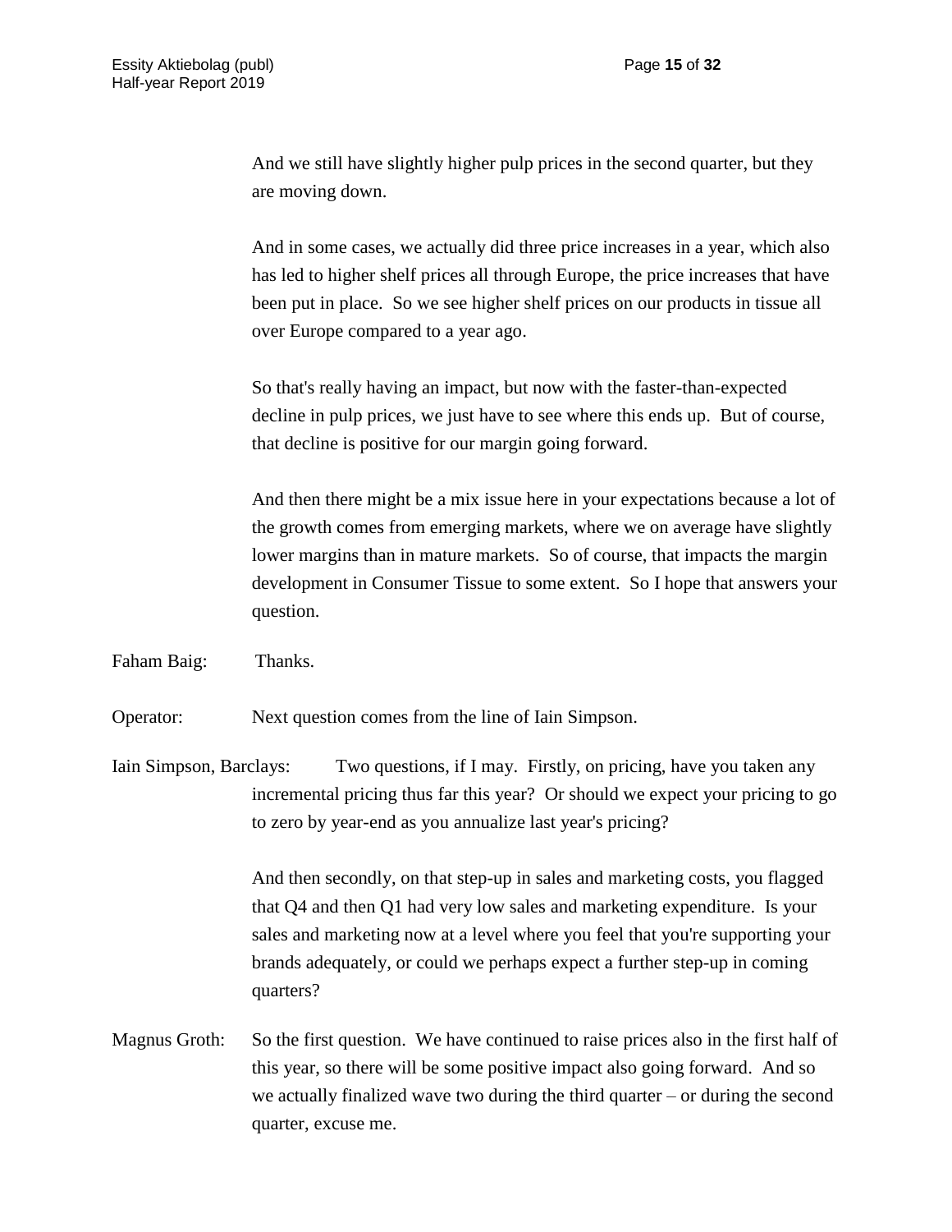And we still have slightly higher pulp prices in the second quarter, but they are moving down.

And in some cases, we actually did three price increases in a year, which also has led to higher shelf prices all through Europe, the price increases that have been put in place. So we see higher shelf prices on our products in tissue all over Europe compared to a year ago.

So that's really having an impact, but now with the faster-than-expected decline in pulp prices, we just have to see where this ends up. But of course, that decline is positive for our margin going forward.

And then there might be a mix issue here in your expectations because a lot of the growth comes from emerging markets, where we on average have slightly lower margins than in mature markets. So of course, that impacts the margin development in Consumer Tissue to some extent. So I hope that answers your question.

Faham Baig: Thanks.

Operator: Next question comes from the line of Iain Simpson.

Iain Simpson, Barclays: Two questions, if I may. Firstly, on pricing, have you taken any incremental pricing thus far this year? Or should we expect your pricing to go to zero by year-end as you annualize last year's pricing?

And then secondly, on that step-up in sales and marketing costs, you flagged that Q4 and then Q1 had very low sales and marketing expenditure. Is your sales and marketing now at a level where you feel that you're supporting your brands adequately, or could we perhaps expect a further step-up in coming quarters?

Magnus Groth: So the first question. We have continued to raise prices also in the first half of this year, so there will be some positive impact also going forward. And so we actually finalized wave two during the third quarter – or during the second quarter, excuse me.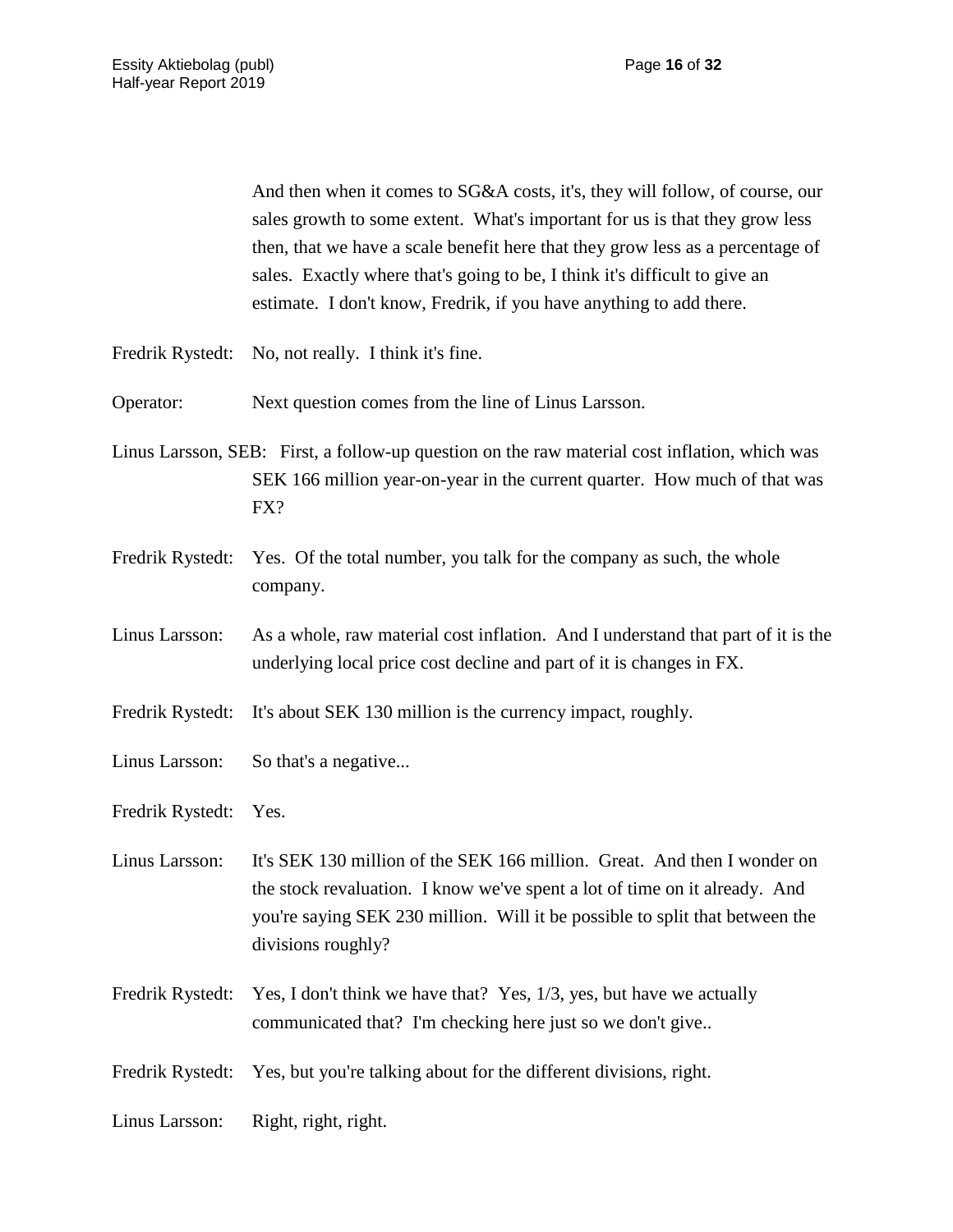And then when it comes to SG&A costs, it's, they will follow, of course, our sales growth to some extent. What's important for us is that they grow less then, that we have a scale benefit here that they grow less as a percentage of sales. Exactly where that's going to be, I think it's difficult to give an estimate. I don't know, Fredrik, if you have anything to add there.

Fredrik Rystedt: No, not really. I think it's fine.

Operator: Next question comes from the line of Linus Larsson.

Linus Larsson, SEB: First, a follow-up question on the raw material cost inflation, which was SEK 166 million year-on-year in the current quarter. How much of that was FX?

Fredrik Rystedt: Yes. Of the total number, you talk for the company as such, the whole company.

Linus Larsson: As a whole, raw material cost inflation. And I understand that part of it is the underlying local price cost decline and part of it is changes in FX.

Fredrik Rystedt: It's about SEK 130 million is the currency impact, roughly.

Linus Larsson: So that's a negative...

Fredrik Rystedt: Yes.

Linus Larsson: It's SEK 130 million of the SEK 166 million. Great. And then I wonder on the stock revaluation. I know we've spent a lot of time on it already. And you're saying SEK 230 million. Will it be possible to split that between the divisions roughly?

Fredrik Rystedt: Yes, I don't think we have that? Yes, 1/3, yes, but have we actually communicated that? I'm checking here just so we don't give..

Fredrik Rystedt: Yes, but you're talking about for the different divisions, right.

Linus Larsson: Right, right, right.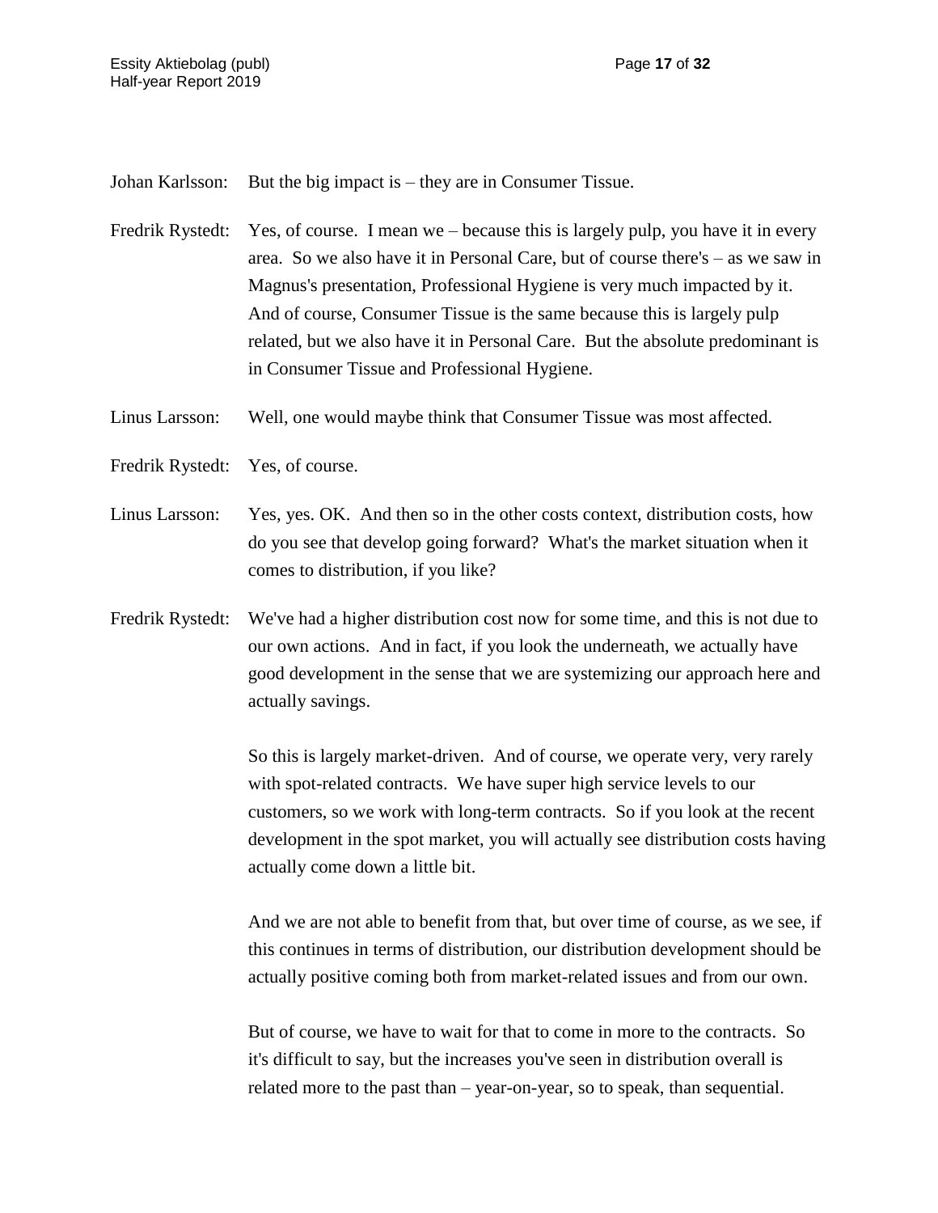Johan Karlsson: But the big impact is – they are in Consumer Tissue.

Fredrik Rystedt: Yes, of course. I mean we – because this is largely pulp, you have it in every area. So we also have it in Personal Care, but of course there's – as we saw in Magnus's presentation, Professional Hygiene is very much impacted by it. And of course, Consumer Tissue is the same because this is largely pulp related, but we also have it in Personal Care. But the absolute predominant is in Consumer Tissue and Professional Hygiene.

Linus Larsson: Well, one would maybe think that Consumer Tissue was most affected.

Fredrik Rystedt: Yes, of course.

Linus Larsson: Yes, yes. OK. And then so in the other costs context, distribution costs, how do you see that develop going forward? What's the market situation when it comes to distribution, if you like?

Fredrik Rystedt: We've had a higher distribution cost now for some time, and this is not due to our own actions. And in fact, if you look the underneath, we actually have good development in the sense that we are systemizing our approach here and actually savings.

So this is largely market-driven. And of course, we operate very, very rarely with spot-related contracts. We have super high service levels to our customers, so we work with long-term contracts. So if you look at the recent development in the spot market, you will actually see distribution costs having actually come down a little bit.

And we are not able to benefit from that, but over time of course, as we see, if this continues in terms of distribution, our distribution development should be actually positive coming both from market-related issues and from our own.

But of course, we have to wait for that to come in more to the contracts. So it's difficult to say, but the increases you've seen in distribution overall is related more to the past than – year-on-year, so to speak, than sequential.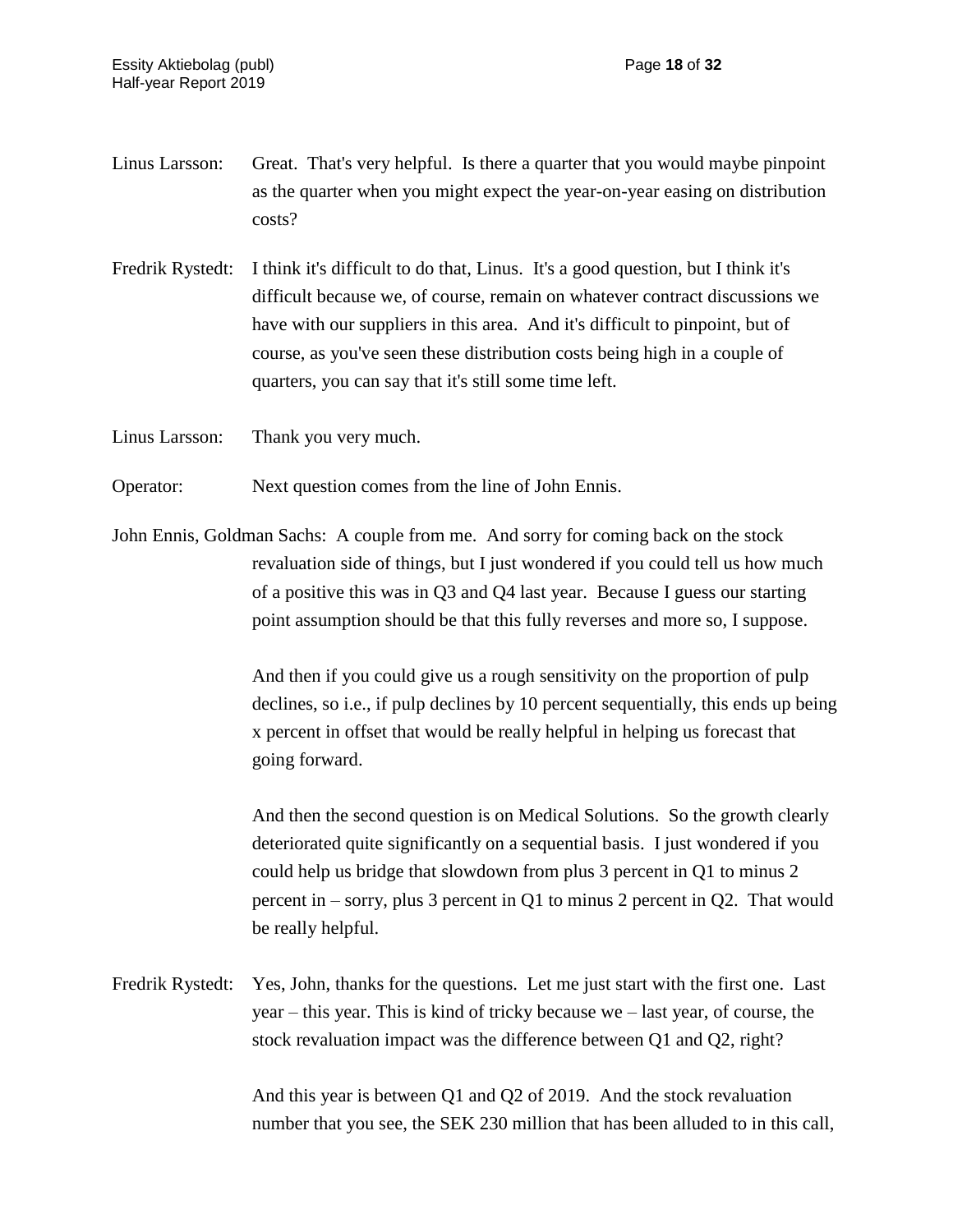Linus Larsson: Great. That's very helpful. Is there a quarter that you would maybe pinpoint as the quarter when you might expect the year-on-year easing on distribution costs?

Fredrik Rystedt: I think it's difficult to do that, Linus. It's a good question, but I think it's difficult because we, of course, remain on whatever contract discussions we have with our suppliers in this area. And it's difficult to pinpoint, but of course, as you've seen these distribution costs being high in a couple of quarters, you can say that it's still some time left.

Linus Larsson: Thank you very much.

Operator: Next question comes from the line of John Ennis.

John Ennis, Goldman Sachs: A couple from me. And sorry for coming back on the stock revaluation side of things, but I just wondered if you could tell us how much of a positive this was in Q3 and Q4 last year. Because I guess our starting point assumption should be that this fully reverses and more so, I suppose.

And then if you could give us a rough sensitivity on the proportion of pulp declines, so i.e., if pulp declines by 10 percent sequentially, this ends up being x percent in offset that would be really helpful in helping us forecast that going forward.

And then the second question is on Medical Solutions. So the growth clearly deteriorated quite significantly on a sequential basis. I just wondered if you could help us bridge that slowdown from plus 3 percent in Q1 to minus 2 percent in – sorry, plus 3 percent in Q1 to minus 2 percent in Q2. That would be really helpful.

Fredrik Rystedt: Yes, John, thanks for the questions. Let me just start with the first one. Last year – this year. This is kind of tricky because we – last year, of course, the stock revaluation impact was the difference between Q1 and Q2, right?

And this year is between Q1 and Q2 of 2019. And the stock revaluation number that you see, the SEK 230 million that has been alluded to in this call,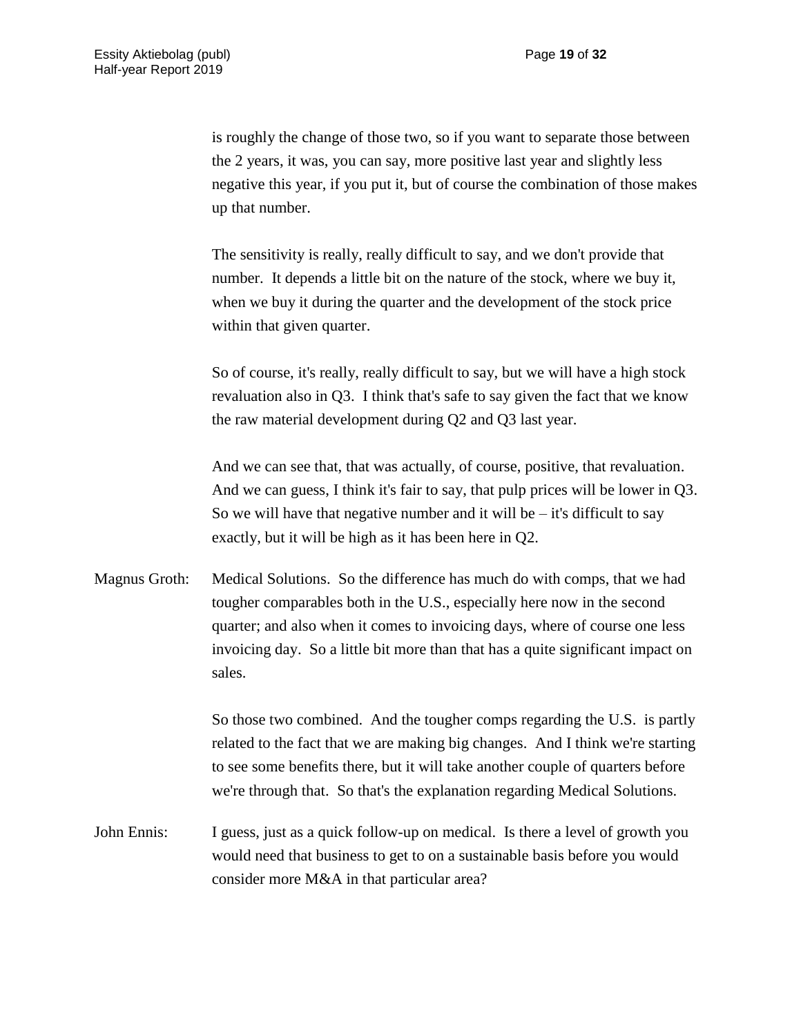is roughly the change of those two, so if you want to separate those between the 2 years, it was, you can say, more positive last year and slightly less negative this year, if you put it, but of course the combination of those makes up that number.

The sensitivity is really, really difficult to say, and we don't provide that number.  It depends a little bit on the nature of the stock, where we buy it, when we buy it during the quarter and the development of the stock price within that given quarter.

So of course, it's really, really difficult to say, but we will have a high stock revaluation also in Q3.  I think that's safe to say given the fact that we know the raw material development during Q2 and Q3 last year.

And we can see that, that was actually, of course, positive, that revaluation. And we can guess, I think it's fair to say, that pulp prices will be lower in Q3. So we will have that negative number and it will be – it's difficult to say exactly, but it will be high as it has been here in Q2.

Magnus Groth: Medical Solutions.  So the difference has much do with comps, that we had tougher comparables both in the U.S., especially here now in the second quarter; and also when it comes to invoicing days, where of course one less invoicing day.  So a little bit more than that has a quite significant impact on sales.

So those two combined.  And the tougher comps regarding the U.S.  is partly related to the fact that we are making big changes.  And I think we're starting to see some benefits there, but it will take another couple of quarters before we're through that.  So that's the explanation regarding Medical Solutions.

John Ennis: I guess, just as a quick follow-up on medical.  Is there a level of growth you would need that business to get to on a sustainable basis before you would consider more M&A in that particular area?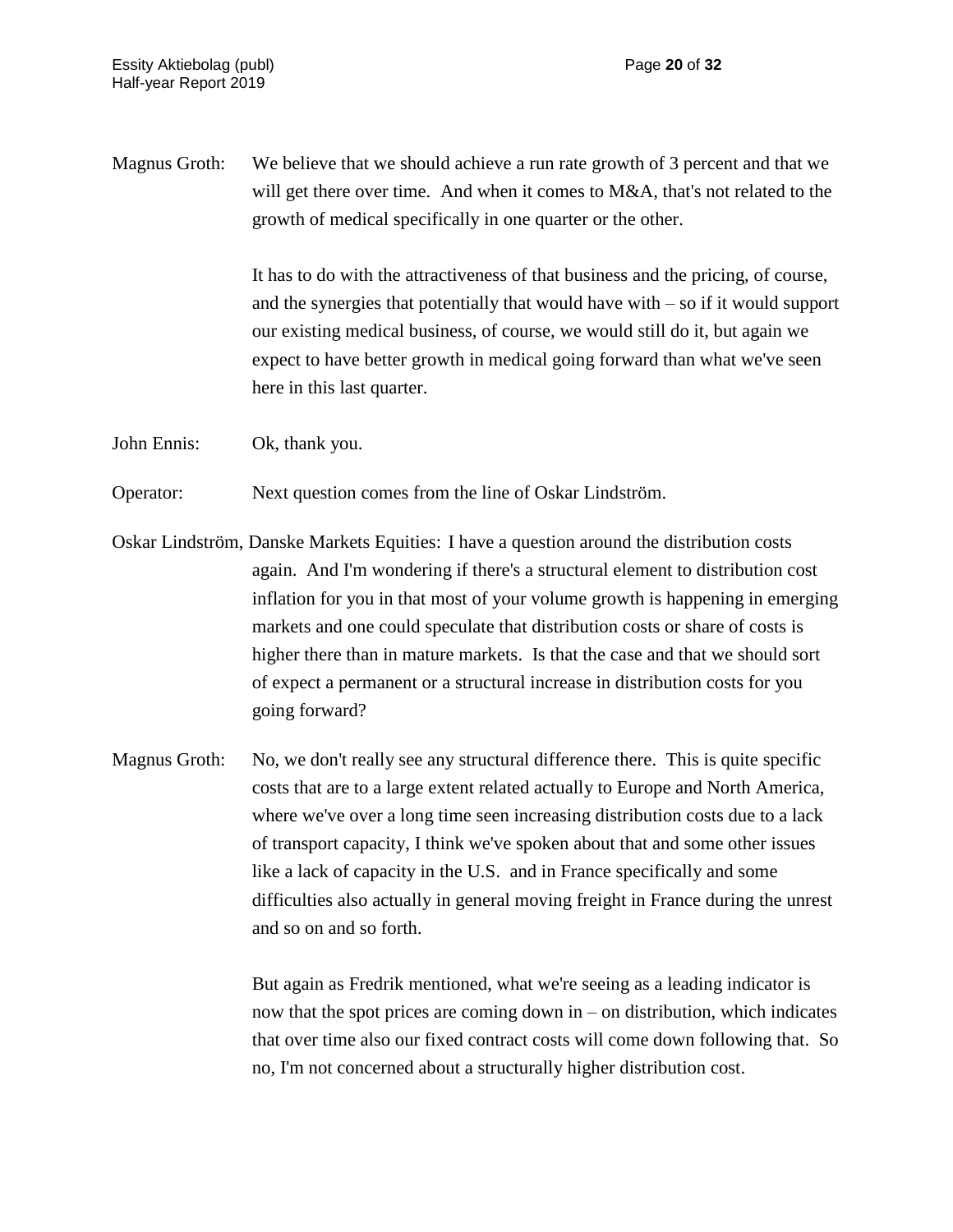Magnus Groth: We believe that we should achieve a run rate growth of 3 percent and that we will get there over time. And when it comes to M&A, that's not related to the growth of medical specifically in one quarter or the other.

It has to do with the attractiveness of that business and the pricing, of course, and the synergies that potentially that would have with – so if it would support our existing medical business, of course, we would still do it, but again we expect to have better growth in medical going forward than what we've seen here in this last quarter.

John Ennis: Ok, thank you.

Operator: Next question comes from the line of Oskar Lindström.

Oskar Lindström, Danske Markets Equities: I have a question around the distribution costs again. And I'm wondering if there's a structural element to distribution cost inflation for you in that most of your volume growth is happening in emerging markets and one could speculate that distribution costs or share of costs is higher there than in mature markets. Is that the case and that we should sort of expect a permanent or a structural increase in distribution costs for you going forward?

Magnus Groth: No, we don't really see any structural difference there. This is quite specific costs that are to a large extent related actually to Europe and North America, where we've over a long time seen increasing distribution costs due to a lack of transport capacity, I think we've spoken about that and some other issues like a lack of capacity in the U.S. and in France specifically and some difficulties also actually in general moving freight in France during the unrest and so on and so forth.

But again as Fredrik mentioned, what we're seeing as a leading indicator is now that the spot prices are coming down in – on distribution, which indicates that over time also our fixed contract costs will come down following that. So no, I'm not concerned about a structurally higher distribution cost.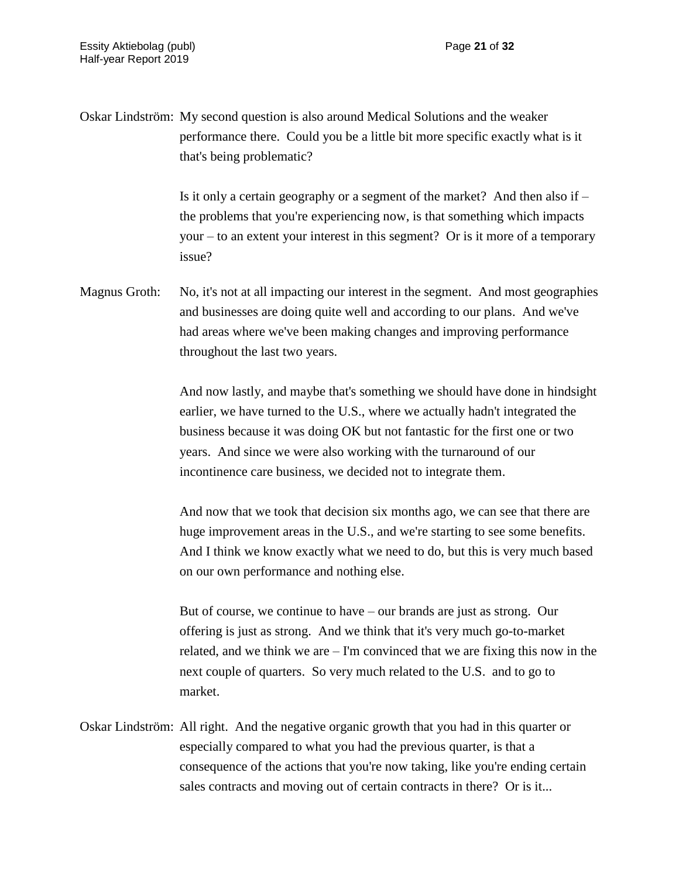Oskar Lindström: My second question is also around Medical Solutions and the weaker performance there. Could you be a little bit more specific exactly what is it that's being problematic?

Is it only a certain geography or a segment of the market? And then also if – the problems that you're experiencing now, is that something which impacts your – to an extent your interest in this segment? Or is it more of a temporary issue?

Magnus Groth: No, it's not at all impacting our interest in the segment. And most geographies and businesses are doing quite well and according to our plans. And we've had areas where we've been making changes and improving performance throughout the last two years.

And now lastly, and maybe that's something we should have done in hindsight earlier, we have turned to the U.S., where we actually hadn't integrated the business because it was doing OK but not fantastic for the first one or two years. And since we were also working with the turnaround of our incontinence care business, we decided not to integrate them.

And now that we took that decision six months ago, we can see that there are huge improvement areas in the U.S., and we're starting to see some benefits. And I think we know exactly what we need to do, but this is very much based on our own performance and nothing else.

But of course, we continue to have – our brands are just as strong. Our offering is just as strong. And we think that it's very much go-to-market related, and we think we are – I'm convinced that we are fixing this now in the next couple of quarters. So very much related to the U.S. and to go to market.

Oskar Lindström: All right. And the negative organic growth that you had in this quarter or especially compared to what you had the previous quarter, is that a consequence of the actions that you're now taking, like you're ending certain sales contracts and moving out of certain contracts in there? Or is it...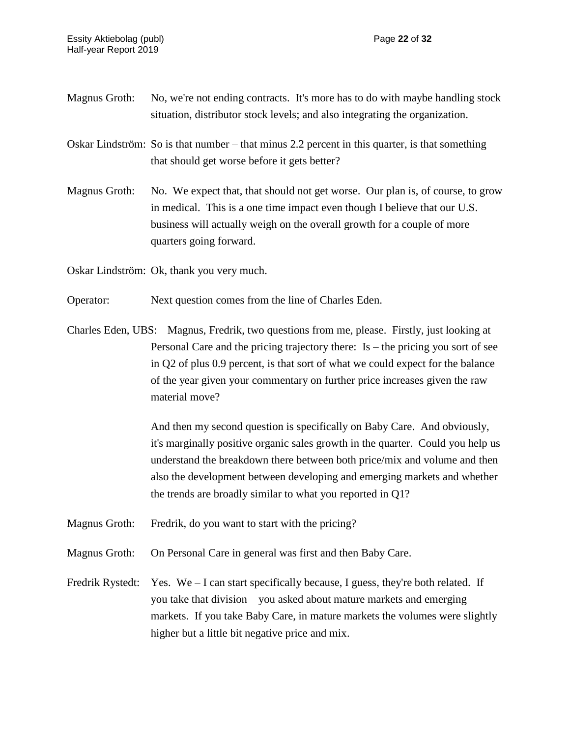Magnus Groth: No, we're not ending contracts. It's more has to do with maybe handling stock situation, distributor stock levels; and also integrating the organization.

Oskar Lindström: So is that number – that minus 2.2 percent in this quarter, is that something that should get worse before it gets better?

Magnus Groth: No. We expect that, that should not get worse. Our plan is, of course, to grow in medical. This is a one time impact even though I believe that our U.S. business will actually weigh on the overall growth for a couple of more quarters going forward.

Oskar Lindström: Ok, thank you very much.

Operator: Next question comes from the line of Charles Eden.

Charles Eden, UBS: Magnus, Fredrik, two questions from me, please. Firstly, just looking at Personal Care and the pricing trajectory there: Is – the pricing you sort of see in Q2 of plus 0.9 percent, is that sort of what we could expect for the balance of the year given your commentary on further price increases given the raw material move?

And then my second question is specifically on Baby Care. And obviously, it's marginally positive organic sales growth in the quarter. Could you help us understand the breakdown there between both price/mix and volume and then also the development between developing and emerging markets and whether the trends are broadly similar to what you reported in Q1?

Magnus Groth: Fredrik, do you want to start with the pricing?

Magnus Groth: On Personal Care in general was first and then Baby Care.

Fredrik Rystedt: Yes. We – I can start specifically because, I guess, they're both related. If you take that division – you asked about mature markets and emerging markets. If you take Baby Care, in mature markets the volumes were slightly higher but a little bit negative price and mix.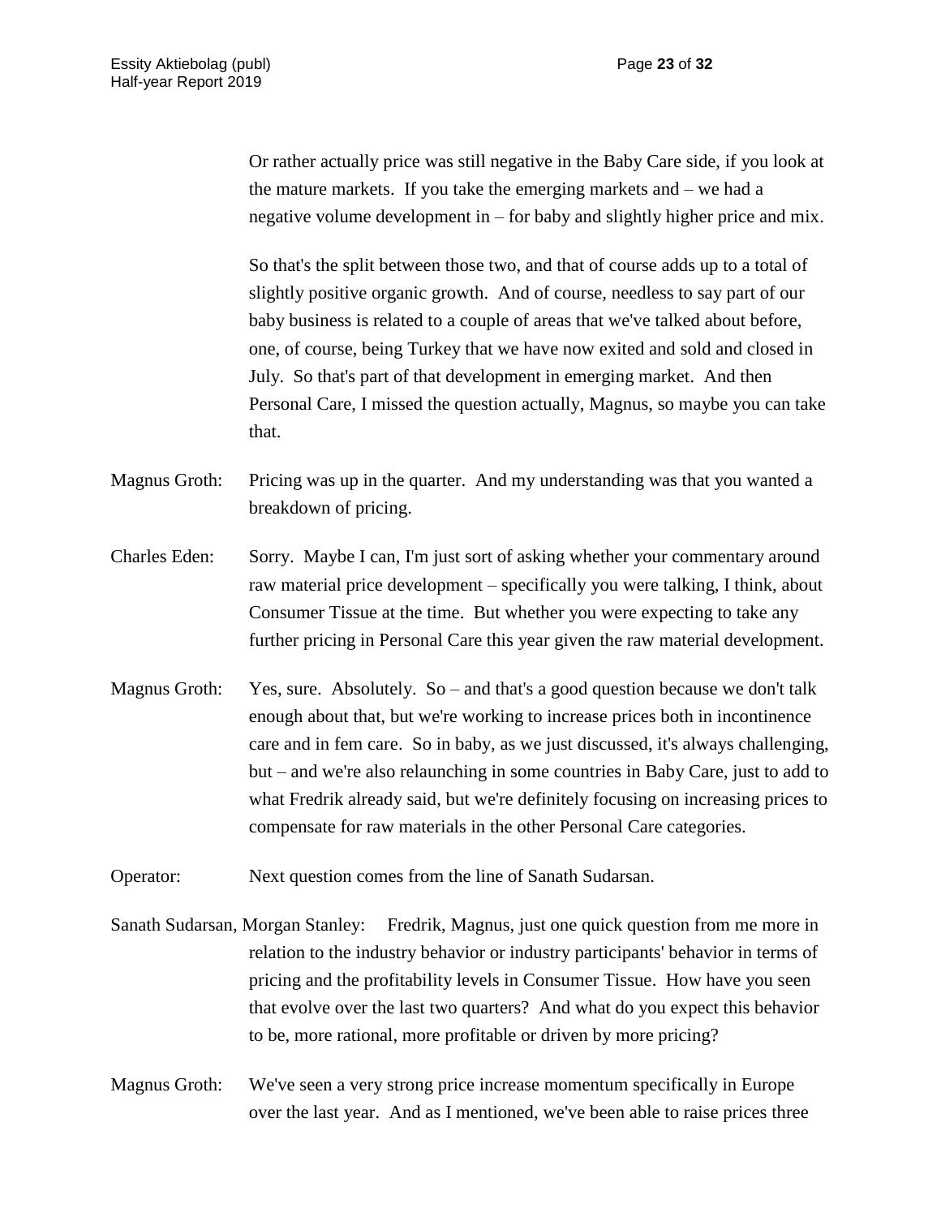Or rather actually price was still negative in the Baby Care side, if you look at the mature markets. If you take the emerging markets and – we had a negative volume development in – for baby and slightly higher price and mix.

So that's the split between those two, and that of course adds up to a total of slightly positive organic growth. And of course, needless to say part of our baby business is related to a couple of areas that we've talked about before, one, of course, being Turkey that we have now exited and sold and closed in July. So that's part of that development in emerging market. And then Personal Care, I missed the question actually, Magnus, so maybe you can take that.

Magnus Groth: Pricing was up in the quarter. And my understanding was that you wanted a breakdown of pricing.

Charles Eden: Sorry. Maybe I can, I'm just sort of asking whether your commentary around raw material price development – specifically you were talking, I think, about Consumer Tissue at the time. But whether you were expecting to take any further pricing in Personal Care this year given the raw material development.

Magnus Groth: Yes, sure. Absolutely. So – and that's a good question because we don't talk enough about that, but we're working to increase prices both in incontinence care and in fem care. So in baby, as we just discussed, it's always challenging, but – and we're also relaunching in some countries in Baby Care, just to add to what Fredrik already said, but we're definitely focusing on increasing prices to compensate for raw materials in the other Personal Care categories.

Operator: Next question comes from the line of Sanath Sudarsan.

Sanath Sudarsan, Morgan Stanley: Fredrik, Magnus, just one quick question from me more in relation to the industry behavior or industry participants' behavior in terms of pricing and the profitability levels in Consumer Tissue. How have you seen that evolve over the last two quarters? And what do you expect this behavior to be, more rational, more profitable or driven by more pricing?

Magnus Groth: We've seen a very strong price increase momentum specifically in Europe over the last year. And as I mentioned, we've been able to raise prices three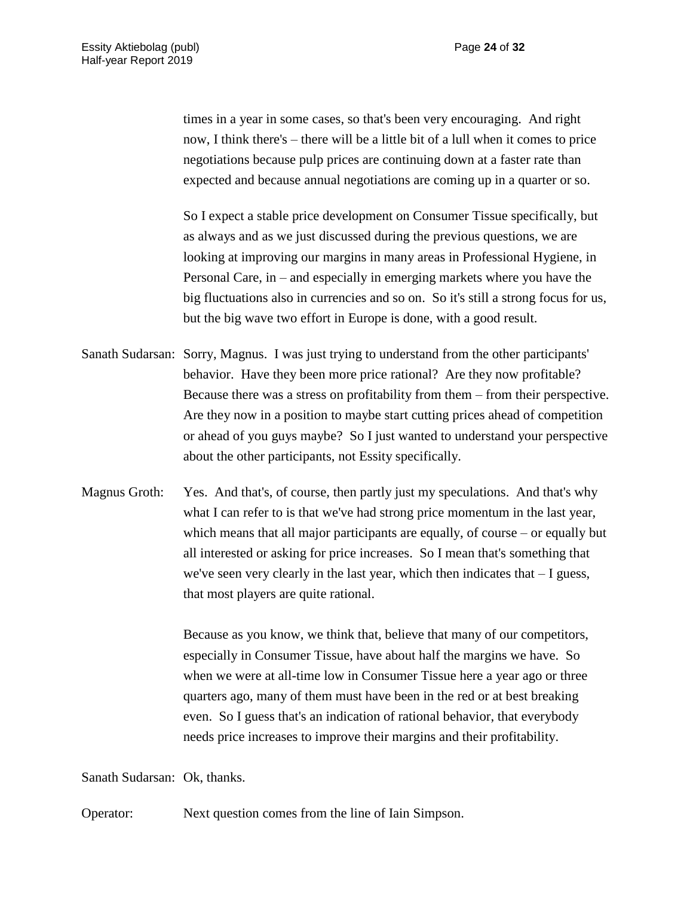times in a year in some cases, so that's been very encouraging. And right now, I think there's – there will be a little bit of a lull when it comes to price negotiations because pulp prices are continuing down at a faster rate than expected and because annual negotiations are coming up in a quarter or so.

So I expect a stable price development on Consumer Tissue specifically, but as always and as we just discussed during the previous questions, we are looking at improving our margins in many areas in Professional Hygiene, in Personal Care, in – and especially in emerging markets where you have the big fluctuations also in currencies and so on. So it's still a strong focus for us, but the big wave two effort in Europe is done, with a good result.

Sanath Sudarsan: Sorry, Magnus. I was just trying to understand from the other participants' behavior. Have they been more price rational? Are they now profitable? Because there was a stress on profitability from them – from their perspective. Are they now in a position to maybe start cutting prices ahead of competition or ahead of you guys maybe? So I just wanted to understand your perspective about the other participants, not Essity specifically.

Magnus Groth: Yes. And that's, of course, then partly just my speculations. And that's why what I can refer to is that we've had strong price momentum in the last year, which means that all major participants are equally, of course – or equally but all interested or asking for price increases. So I mean that's something that we've seen very clearly in the last year, which then indicates that – I guess, that most players are quite rational.

Because as you know, we think that, believe that many of our competitors, especially in Consumer Tissue, have about half the margins we have. So when we were at all-time low in Consumer Tissue here a year ago or three quarters ago, many of them must have been in the red or at best breaking even. So I guess that's an indication of rational behavior, that everybody needs price increases to improve their margins and their profitability.

Sanath Sudarsan: Ok, thanks.

Operator: Next question comes from the line of Iain Simpson.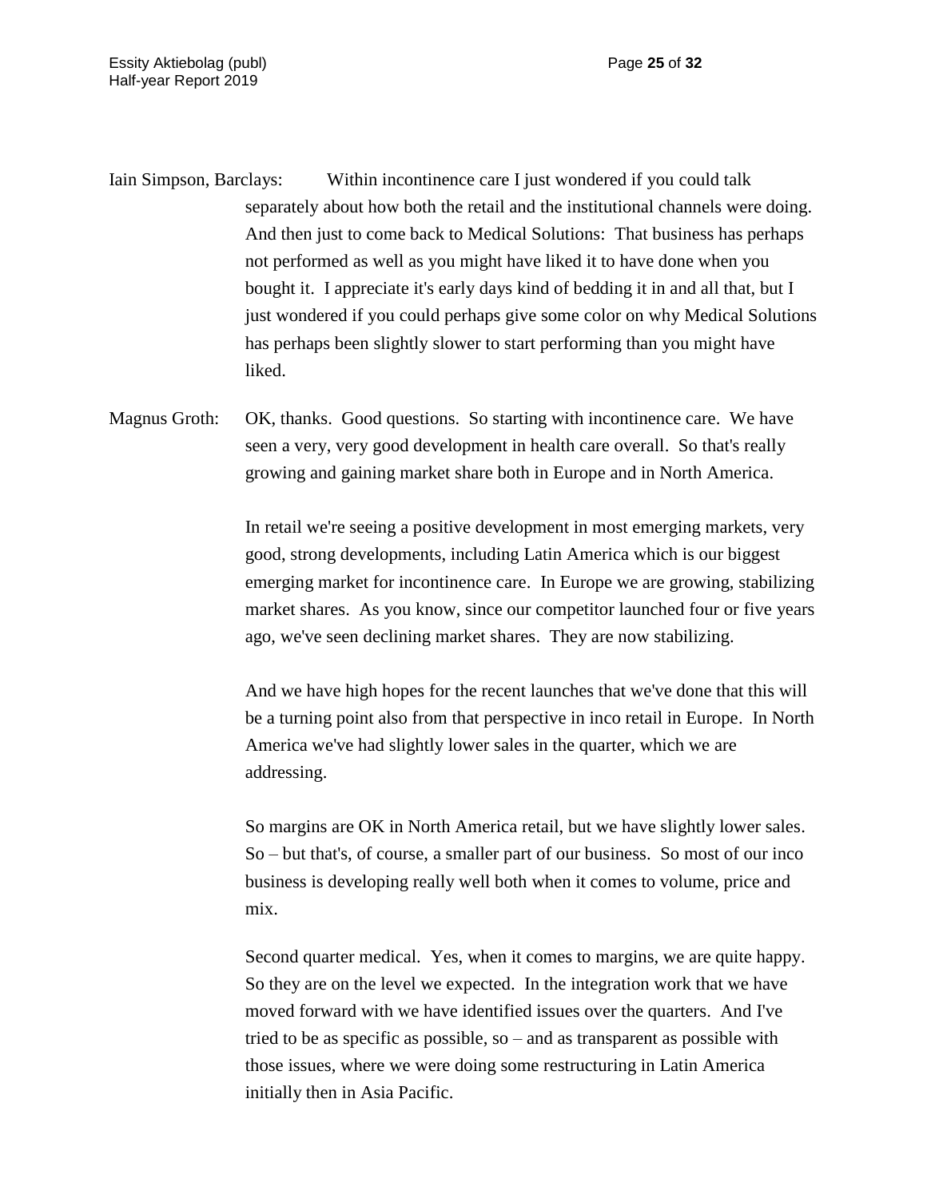Iain Simpson, Barclays: Within incontinence care I just wondered if you could talk separately about how both the retail and the institutional channels were doing. And then just to come back to Medical Solutions: That business has perhaps not performed as well as you might have liked it to have done when you bought it. I appreciate it's early days kind of bedding it in and all that, but I just wondered if you could perhaps give some color on why Medical Solutions has perhaps been slightly slower to start performing than you might have liked.

Magnus Groth: OK, thanks. Good questions. So starting with incontinence care. We have seen a very, very good development in health care overall. So that's really growing and gaining market share both in Europe and in North America.

In retail we're seeing a positive development in most emerging markets, very good, strong developments, including Latin America which is our biggest emerging market for incontinence care. In Europe we are growing, stabilizing market shares. As you know, since our competitor launched four or five years ago, we've seen declining market shares. They are now stabilizing.

And we have high hopes for the recent launches that we've done that this will be a turning point also from that perspective in inco retail in Europe. In North America we've had slightly lower sales in the quarter, which we are addressing.

So margins are OK in North America retail, but we have slightly lower sales. So – but that's, of course, a smaller part of our business. So most of our inco business is developing really well both when it comes to volume, price and mix.

Second quarter medical. Yes, when it comes to margins, we are quite happy. So they are on the level we expected. In the integration work that we have moved forward with we have identified issues over the quarters. And I've tried to be as specific as possible, so – and as transparent as possible with those issues, where we were doing some restructuring in Latin America initially then in Asia Pacific.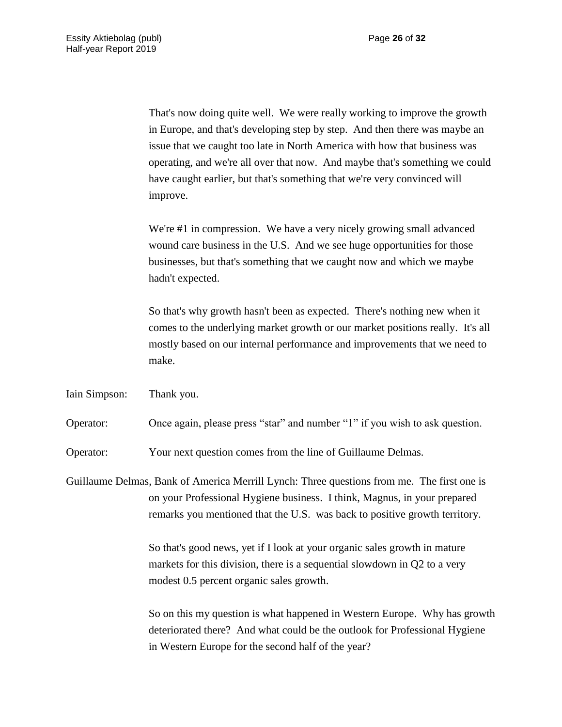That's now doing quite well. We were really working to improve the growth in Europe, and that's developing step by step. And then there was maybe an issue that we caught too late in North America with how that business was operating, and we're all over that now. And maybe that's something we could have caught earlier, but that's something that we're very convinced will improve.

We're #1 in compression. We have a very nicely growing small advanced wound care business in the U.S. And we see huge opportunities for those businesses, but that's something that we caught now and which we maybe hadn't expected.

So that's why growth hasn't been as expected. There's nothing new when it comes to the underlying market growth or our market positions really. It's all mostly based on our internal performance and improvements that we need to make.

Iain Simpson: Thank you.

Operator: Once again, please press "star" and number "1" if you wish to ask question.

Operator: Your next question comes from the line of Guillaume Delmas.

Guillaume Delmas, Bank of America Merrill Lynch: Three questions from me. The first one is on your Professional Hygiene business. I think, Magnus, in your prepared remarks you mentioned that the U.S. was back to positive growth territory.

So that's good news, yet if I look at your organic sales growth in mature markets for this division, there is a sequential slowdown in Q2 to a very modest 0.5 percent organic sales growth.

So on this my question is what happened in Western Europe. Why has growth deteriorated there? And what could be the outlook for Professional Hygiene in Western Europe for the second half of the year?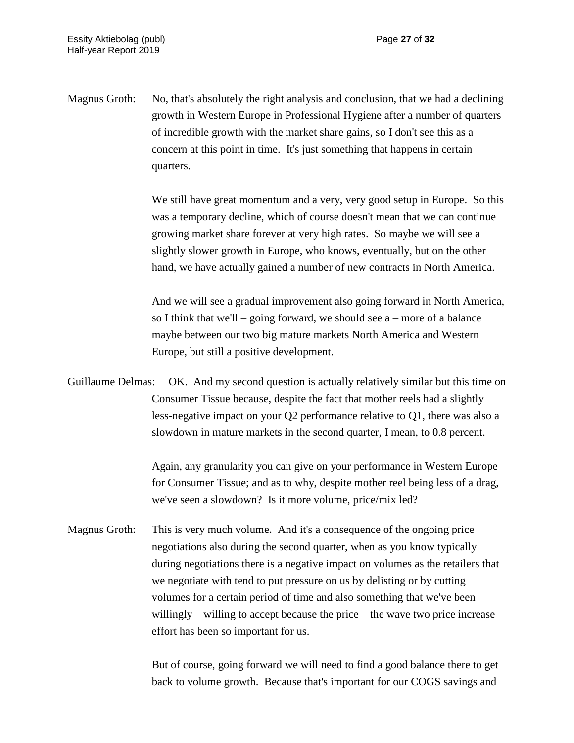Magnus Groth: No, that's absolutely the right analysis and conclusion, that we had a declining growth in Western Europe in Professional Hygiene after a number of quarters of incredible growth with the market share gains, so I don't see this as a concern at this point in time. It's just something that happens in certain quarters.

We still have great momentum and a very, very good setup in Europe. So this was a temporary decline, which of course doesn't mean that we can continue growing market share forever at very high rates. So maybe we will see a slightly slower growth in Europe, who knows, eventually, but on the other hand, we have actually gained a number of new contracts in North America.

And we will see a gradual improvement also going forward in North America, so I think that we'll – going forward, we should see a – more of a balance maybe between our two big mature markets North America and Western Europe, but still a positive development.

Guillaume Delmas: OK. And my second question is actually relatively similar but this time on Consumer Tissue because, despite the fact that mother reels had a slightly less-negative impact on your Q2 performance relative to Q1, there was also a slowdown in mature markets in the second quarter, I mean, to 0.8 percent.

Again, any granularity you can give on your performance in Western Europe for Consumer Tissue; and as to why, despite mother reel being less of a drag, we've seen a slowdown? Is it more volume, price/mix led?

Magnus Groth: This is very much volume. And it's a consequence of the ongoing price negotiations also during the second quarter, when as you know typically during negotiations there is a negative impact on volumes as the retailers that we negotiate with tend to put pressure on us by delisting or by cutting volumes for a certain period of time and also something that we've been willingly – willing to accept because the price – the wave two price increase effort has been so important for us.

But of course, going forward we will need to find a good balance there to get back to volume growth. Because that's important for our COGS savings and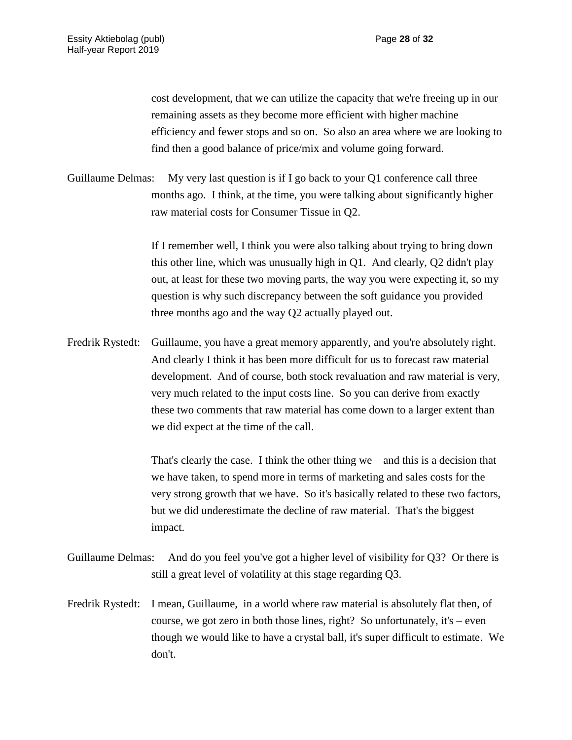cost development, that we can utilize the capacity that we're freeing up in our remaining assets as they become more efficient with higher machine efficiency and fewer stops and so on. So also an area where we are looking to find then a good balance of price/mix and volume going forward.

Guillaume Delmas: My very last question is if I go back to your Q1 conference call three months ago. I think, at the time, you were talking about significantly higher raw material costs for Consumer Tissue in Q2.

If I remember well, I think you were also talking about trying to bring down this other line, which was unusually high in Q1. And clearly, Q2 didn't play out, at least for these two moving parts, the way you were expecting it, so my question is why such discrepancy between the soft guidance you provided three months ago and the way Q2 actually played out.

Fredrik Rystedt: Guillaume, you have a great memory apparently, and you're absolutely right. And clearly I think it has been more difficult for us to forecast raw material development. And of course, both stock revaluation and raw material is very, very much related to the input costs line. So you can derive from exactly these two comments that raw material has come down to a larger extent than we did expect at the time of the call.

That's clearly the case. I think the other thing we – and this is a decision that we have taken, to spend more in terms of marketing and sales costs for the very strong growth that we have. So it's basically related to these two factors, but we did underestimate the decline of raw material. That's the biggest impact.

Guillaume Delmas: And do you feel you've got a higher level of visibility for Q3? Or there is still a great level of volatility at this stage regarding Q3.

Fredrik Rystedt: I mean, Guillaume, in a world where raw material is absolutely flat then, of course, we got zero in both those lines, right? So unfortunately, it's – even though we would like to have a crystal ball, it's super difficult to estimate. We don't.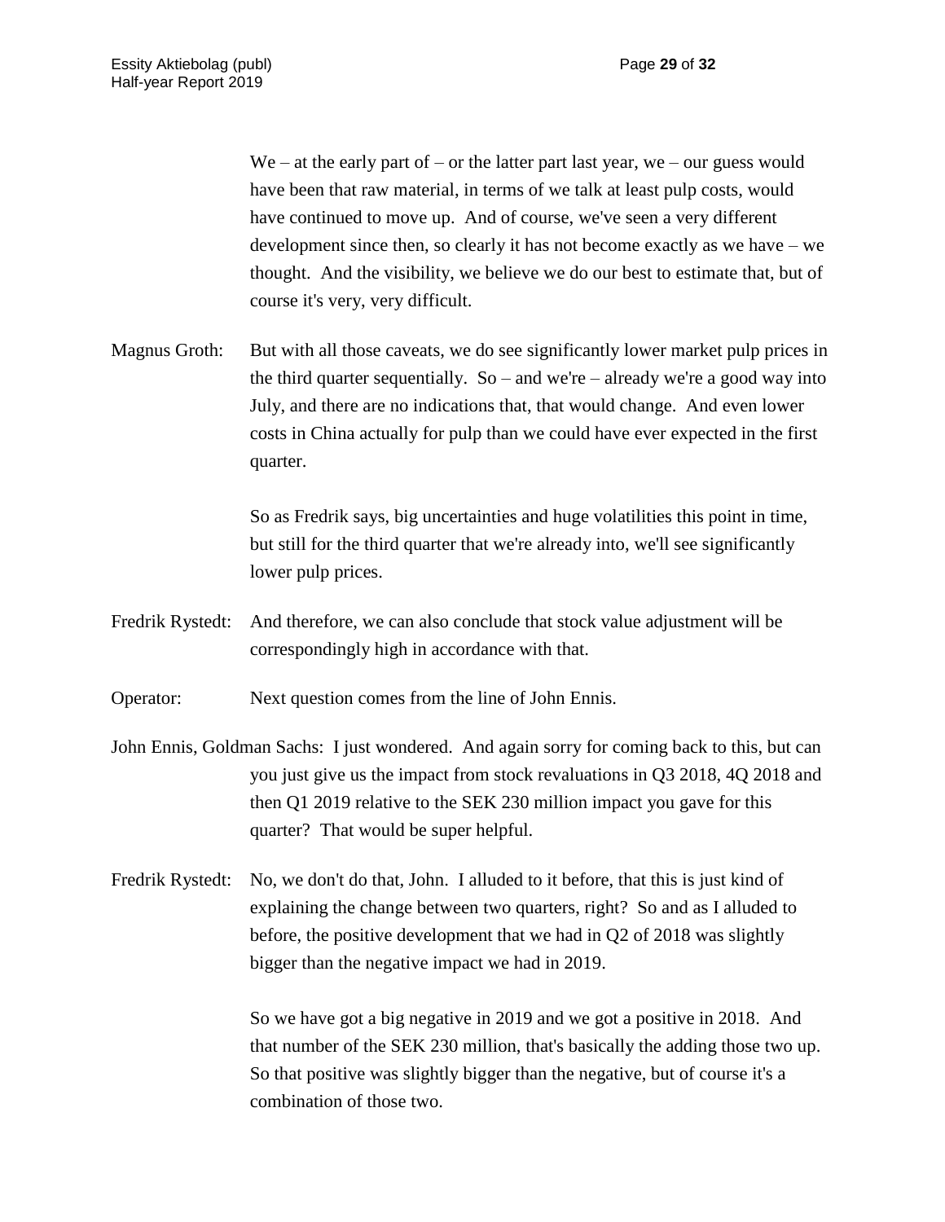We – at the early part of – or the latter part last year, we – our guess would have been that raw material, in terms of we talk at least pulp costs, would have continued to move up. And of course, we've seen a very different development since then, so clearly it has not become exactly as we have – we thought. And the visibility, we believe we do our best to estimate that, but of course it's very, very difficult.

Magnus Groth: But with all those caveats, we do see significantly lower market pulp prices in the third quarter sequentially. So – and we're – already we're a good way into July, and there are no indications that, that would change. And even lower costs in China actually for pulp than we could have ever expected in the first quarter.

So as Fredrik says, big uncertainties and huge volatilities this point in time, but still for the third quarter that we're already into, we'll see significantly lower pulp prices.

Fredrik Rystedt: And therefore, we can also conclude that stock value adjustment will be correspondingly high in accordance with that.

Operator: Next question comes from the line of John Ennis.

John Ennis, Goldman Sachs: I just wondered. And again sorry for coming back to this, but can you just give us the impact from stock revaluations in Q3 2018, 4Q 2018 and then Q1 2019 relative to the SEK 230 million impact you gave for this quarter? That would be super helpful.

Fredrik Rystedt: No, we don't do that, John. I alluded to it before, that this is just kind of explaining the change between two quarters, right? So and as I alluded to before, the positive development that we had in Q2 of 2018 was slightly bigger than the negative impact we had in 2019.

So we have got a big negative in 2019 and we got a positive in 2018. And that number of the SEK 230 million, that's basically the adding those two up. So that positive was slightly bigger than the negative, but of course it's a combination of those two.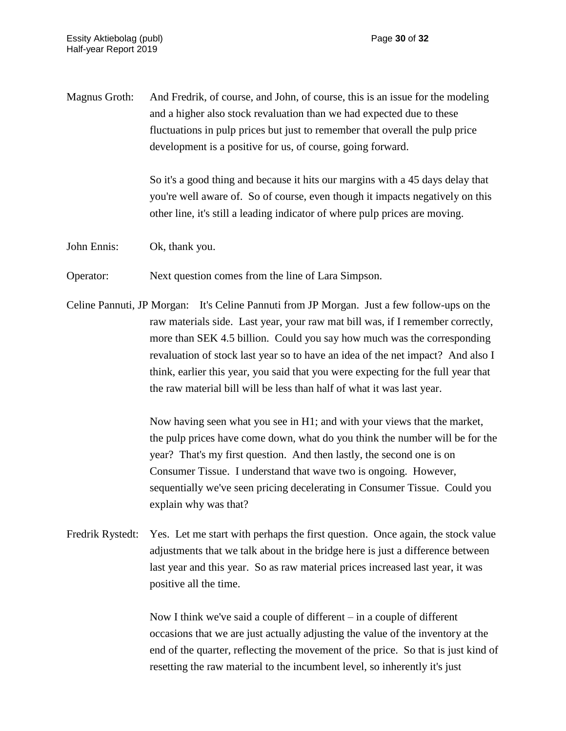Magnus Groth: And Fredrik, of course, and John, of course, this is an issue for the modeling and a higher also stock revaluation than we had expected due to these fluctuations in pulp prices but just to remember that overall the pulp price development is a positive for us, of course, going forward.

So it's a good thing and because it hits our margins with a 45 days delay that you're well aware of. So of course, even though it impacts negatively on this other line, it's still a leading indicator of where pulp prices are moving.

John Ennis: Ok, thank you.

Operator: Next question comes from the line of Lara Simpson.

Celine Pannuti, JP Morgan: It's Celine Pannuti from JP Morgan. Just a few follow-ups on the raw materials side. Last year, your raw mat bill was, if I remember correctly, more than SEK 4.5 billion. Could you say how much was the corresponding revaluation of stock last year so to have an idea of the net impact? And also I think, earlier this year, you said that you were expecting for the full year that the raw material bill will be less than half of what it was last year.

Now having seen what you see in H1; and with your views that the market, the pulp prices have come down, what do you think the number will be for the year? That's my first question. And then lastly, the second one is on Consumer Tissue. I understand that wave two is ongoing. However, sequentially we've seen pricing decelerating in Consumer Tissue. Could you explain why was that?

Fredrik Rystedt: Yes. Let me start with perhaps the first question. Once again, the stock value adjustments that we talk about in the bridge here is just a difference between last year and this year. So as raw material prices increased last year, it was positive all the time.

Now I think we've said a couple of different – in a couple of different occasions that we are just actually adjusting the value of the inventory at the end of the quarter, reflecting the movement of the price. So that is just kind of resetting the raw material to the incumbent level, so inherently it's just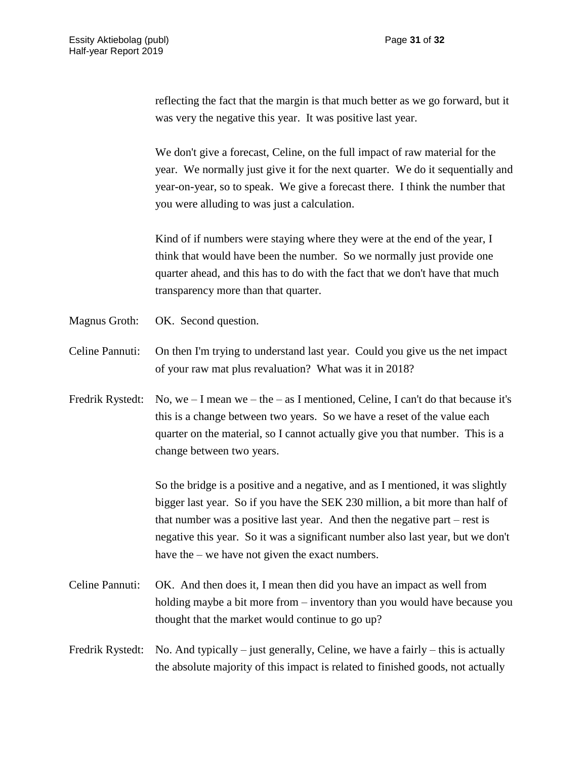reflecting the fact that the margin is that much better as we go forward, but it was very the negative this year. It was positive last year.

We don't give a forecast, Celine, on the full impact of raw material for the year. We normally just give it for the next quarter. We do it sequentially and year-on-year, so to speak. We give a forecast there. I think the number that you were alluding to was just a calculation.

Kind of if numbers were staying where they were at the end of the year, I think that would have been the number. So we normally just provide one quarter ahead, and this has to do with the fact that we don't have that much transparency more than that quarter.

Magnus Groth: OK. Second question.

Celine Pannuti: On then I'm trying to understand last year. Could you give us the net impact of your raw mat plus revaluation? What was it in 2018?

Fredrik Rystedt: No, we – I mean we – the – as I mentioned, Celine, I can't do that because it's this is a change between two years. So we have a reset of the value each quarter on the material, so I cannot actually give you that number. This is a change between two years.

So the bridge is a positive and a negative, and as I mentioned, it was slightly bigger last year. So if you have the SEK 230 million, a bit more than half of that number was a positive last year. And then the negative part – rest is negative this year. So it was a significant number also last year, but we don't have the – we have not given the exact numbers.

Celine Pannuti: OK. And then does it, I mean then did you have an impact as well from holding maybe a bit more from – inventory than you would have because you thought that the market would continue to go up?

Fredrik Rystedt: No. And typically – just generally, Celine, we have a fairly – this is actually the absolute majority of this impact is related to finished goods, not actually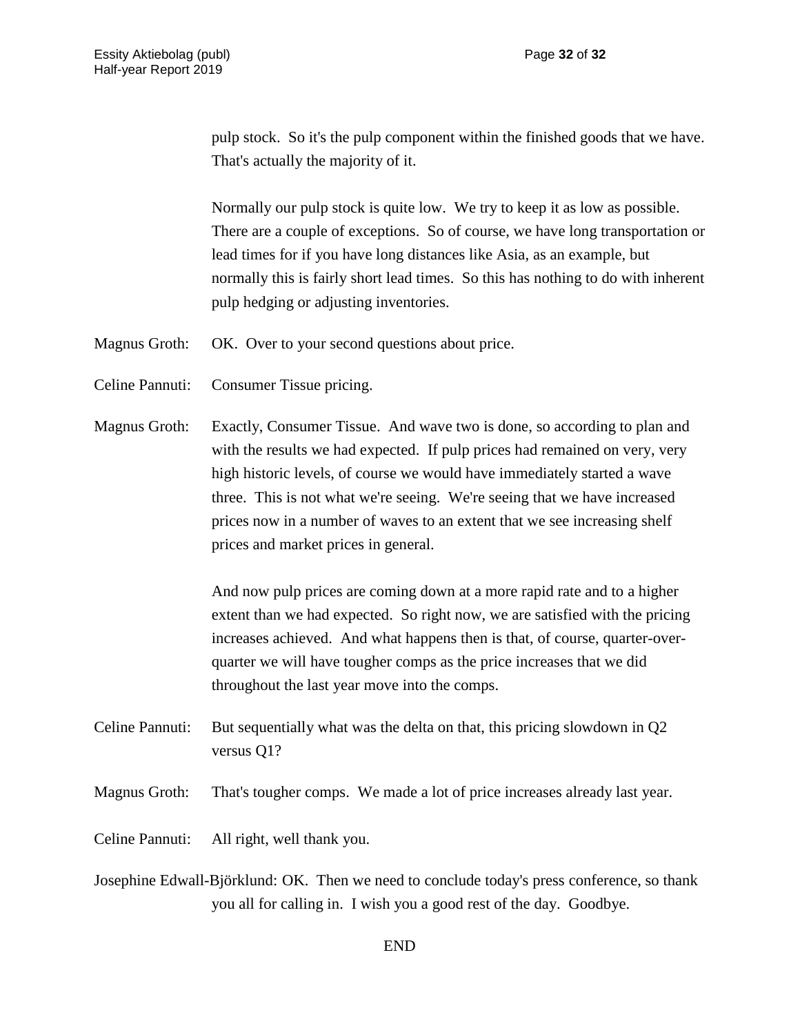pulp stock. So it's the pulp component within the finished goods that we have. That's actually the majority of it.

Normally our pulp stock is quite low. We try to keep it as low as possible. There are a couple of exceptions. So of course, we have long transportation or lead times for if you have long distances like Asia, as an example, but normally this is fairly short lead times. So this has nothing to do with inherent pulp hedging or adjusting inventories.

Magnus Groth: OK. Over to your second questions about price.

Celine Pannuti: Consumer Tissue pricing.

Magnus Groth: Exactly, Consumer Tissue. And wave two is done, so according to plan and with the results we had expected. If pulp prices had remained on very, very high historic levels, of course we would have immediately started a wave three. This is not what we're seeing. We're seeing that we have increased prices now in a number of waves to an extent that we see increasing shelf prices and market prices in general.

And now pulp prices are coming down at a more rapid rate and to a higher extent than we had expected. So right now, we are satisfied with the pricing increases achieved. And what happens then is that, of course, quarter-over-quarter we will have tougher comps as the price increases that we did throughout the last year move into the comps.

Celine Pannuti: But sequentially what was the delta on that, this pricing slowdown in Q2 versus Q1?

Magnus Groth: That's tougher comps. We made a lot of price increases already last year.

Celine Pannuti: All right, well thank you.

Josephine Edwall-Björklund: OK. Then we need to conclude today's press conference, so thank you all for calling in. I wish you a good rest of the day. Goodbye.

END